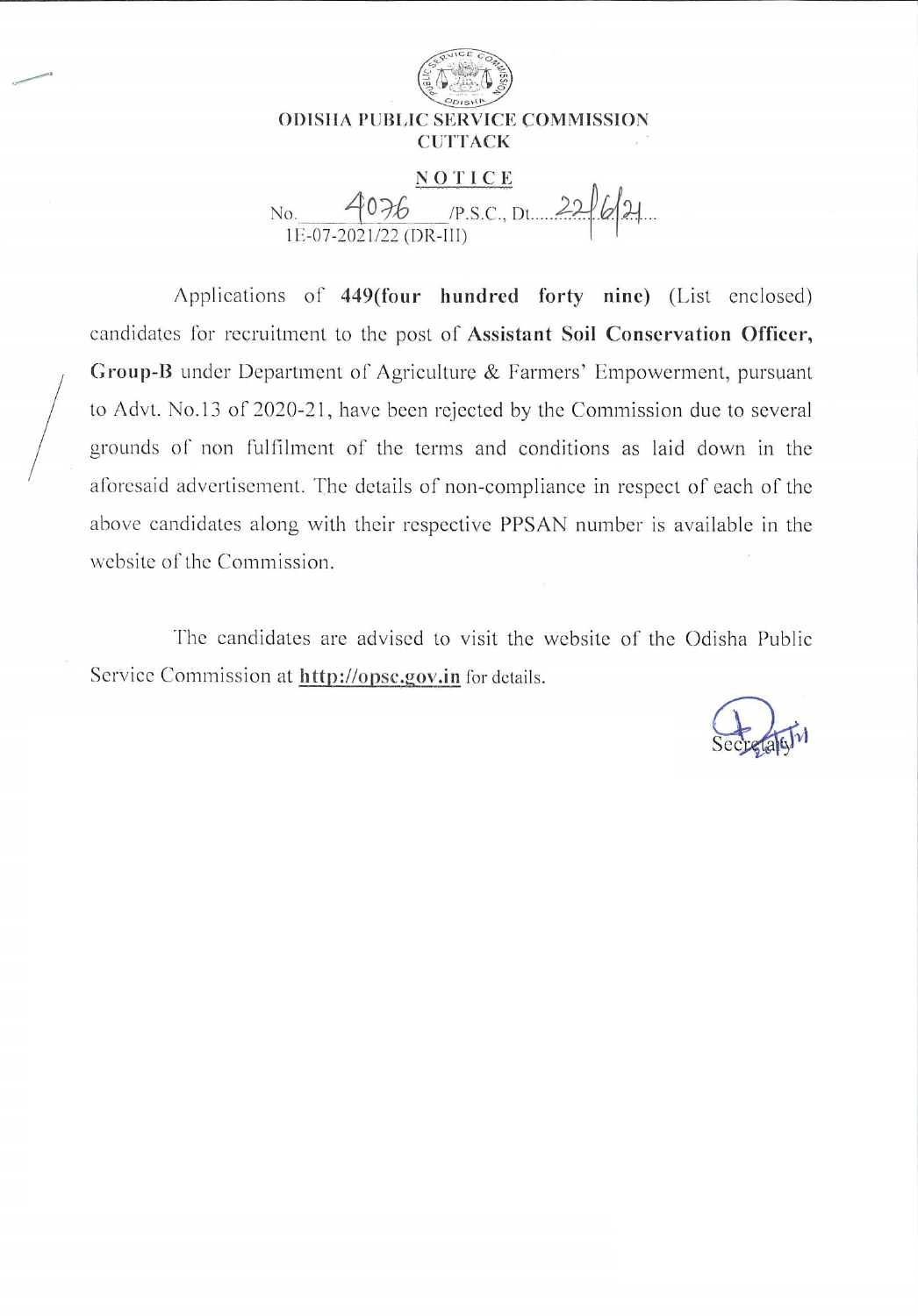# ODISHA PUBLIC SERVICE COMMISSION
## CUTTACK

**NOTICE**

No. 4076 /P.S.C., Dt. 22/6/21
1E-07-2021/22 (DR-III)

Applications of **449(four hundred forty nine)** (List enclosed) candidates for recruitment to the post of **Assistant Soil Conservation Officer, Group-B** under Department of Agriculture & Farmers' Empowerment, pursuant to Advt. No.13 of 2020-21, have been rejected by the Commission due to several grounds of non fulfilment of the terms and conditions as laid down in the aforesaid advertisement. The details of non-compliance in respect of each of the above candidates along with their respective PPSAN number is available in the website of the Commission.

The candidates are advised to visit the website of the Odisha Public Service Commission at **http://opsc.gov.in** for details.

Secretary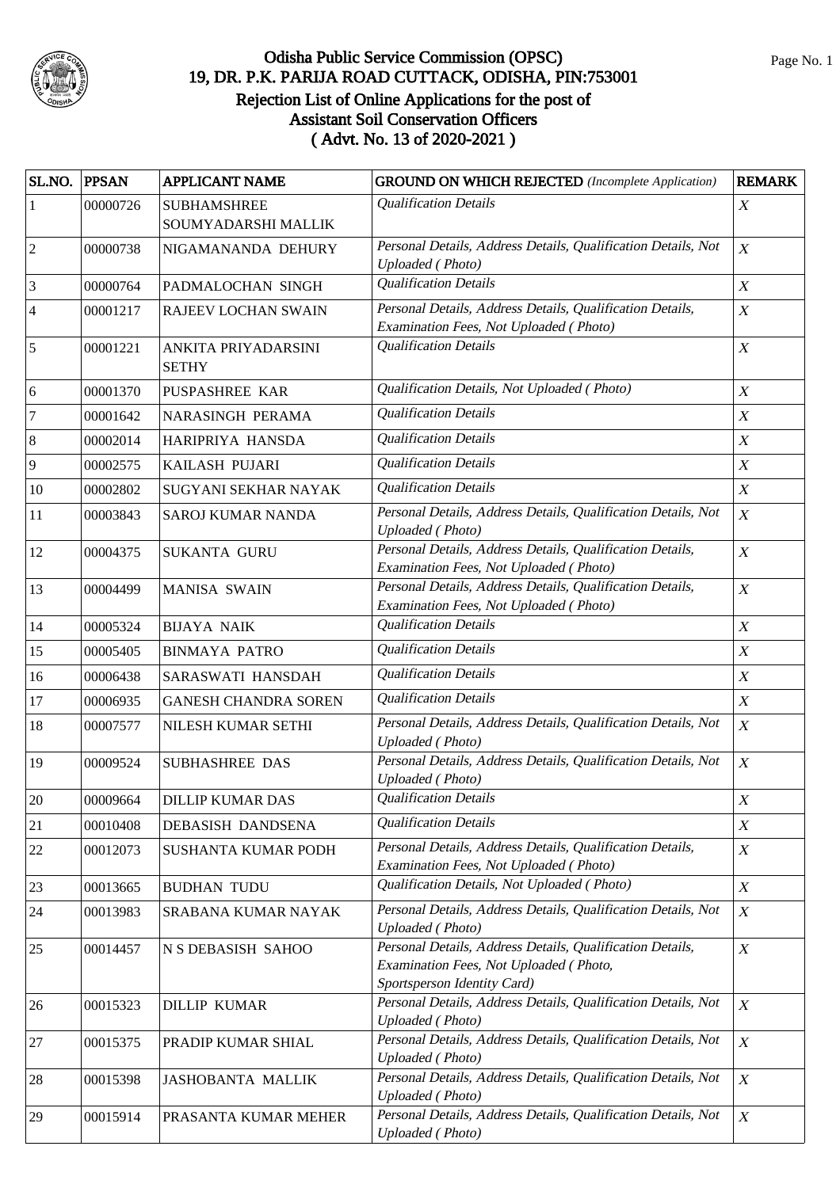# Odisha Public Service Commission (OPSC)
## 19, DR. P.K. PARIJA ROAD CUTTACK, ODISHA, PIN:753001
## Rejection List of Online Applications for the post of Assistant Soil Conservation Officers
## ( Advt. No. 13 of 2020-2021 )

| SL.NO. | PPSAN | APPLICANT NAME | GROUND ON WHICH REJECTED *(Incomplete Application)* | REMARK |
|---|---|---|---|---|
| 1 | 00000726 | SUBHAMSHREE SOUMYADARSHI MALLIK | *Qualification Details* | *X* |
| 2 | 00000738 | NIGAMANANDA DEHURY | *Personal Details, Address Details, Qualification Details, Not Uploaded ( Photo)* | *X* |
| 3 | 00000764 | PADMALOCHAN SINGH | *Qualification Details* | *X* |
| 4 | 00001217 | RAJEEV LOCHAN SWAIN | *Personal Details, Address Details, Qualification Details, Examination Fees, Not Uploaded ( Photo)* | *X* |
| 5 | 00001221 | ANKITA PRIYADARSINI SETHY | *Qualification Details* | *X* |
| 6 | 00001370 | PUSPASHREE KAR | *Qualification Details, Not Uploaded ( Photo)* | *X* |
| 7 | 00001642 | NARASINGH PERAMA | *Qualification Details* | *X* |
| 8 | 00002014 | HARIPRIYA HANSDA | *Qualification Details* | *X* |
| 9 | 00002575 | KAILASH PUJARI | *Qualification Details* | *X* |
| 10 | 00002802 | SUGYANI SEKHAR NAYAK | *Qualification Details* | *X* |
| 11 | 00003843 | SAROJ KUMAR NANDA | *Personal Details, Address Details, Qualification Details, Not Uploaded ( Photo)* | *X* |
| 12 | 00004375 | SUKANTA GURU | *Personal Details, Address Details, Qualification Details, Examination Fees, Not Uploaded ( Photo)* | *X* |
| 13 | 00004499 | MANISA SWAIN | *Personal Details, Address Details, Qualification Details, Examination Fees, Not Uploaded ( Photo)* | *X* |
| 14 | 00005324 | BIJAYA NAIK | *Qualification Details* | *X* |
| 15 | 00005405 | BINMAYA PATRO | *Qualification Details* | *X* |
| 16 | 00006438 | SARASWATI HANSDAH | *Qualification Details* | *X* |
| 17 | 00006935 | GANESH CHANDRA SOREN | *Qualification Details* | *X* |
| 18 | 00007577 | NILESH KUMAR SETHI | *Personal Details, Address Details, Qualification Details, Not Uploaded ( Photo)* | *X* |
| 19 | 00009524 | SUBHASHREE DAS | *Personal Details, Address Details, Qualification Details, Not Uploaded ( Photo)* | *X* |
| 20 | 00009664 | DILLIP KUMAR DAS | *Qualification Details* | *X* |
| 21 | 00010408 | DEBASISH DANDSENA | *Qualification Details* | *X* |
| 22 | 00012073 | SUSHANTA KUMAR PODH | *Personal Details, Address Details, Qualification Details, Examination Fees, Not Uploaded ( Photo)* | *X* |
| 23 | 00013665 | BUDHAN TUDU | *Qualification Details, Not Uploaded ( Photo)* | *X* |
| 24 | 00013983 | SRABANA KUMAR NAYAK | *Personal Details, Address Details, Qualification Details, Not Uploaded ( Photo)* | *X* |
| 25 | 00014457 | N S DEBASISH SAHOO | *Personal Details, Address Details, Qualification Details, Examination Fees, Not Uploaded ( Photo, Sportsperson Identity Card)* | *X* |
| 26 | 00015323 | DILLIP KUMAR | *Personal Details, Address Details, Qualification Details, Not Uploaded ( Photo)* | *X* |
| 27 | 00015375 | PRADIP KUMAR SHIAL | *Personal Details, Address Details, Qualification Details, Not Uploaded ( Photo)* | *X* |
| 28 | 00015398 | JASHOBANTA MALLIK | *Personal Details, Address Details, Qualification Details, Not Uploaded ( Photo)* | *X* |
| 29 | 00015914 | PRASANTA KUMAR MEHER | *Personal Details, Address Details, Qualification Details, Not Uploaded ( Photo)* | *X* |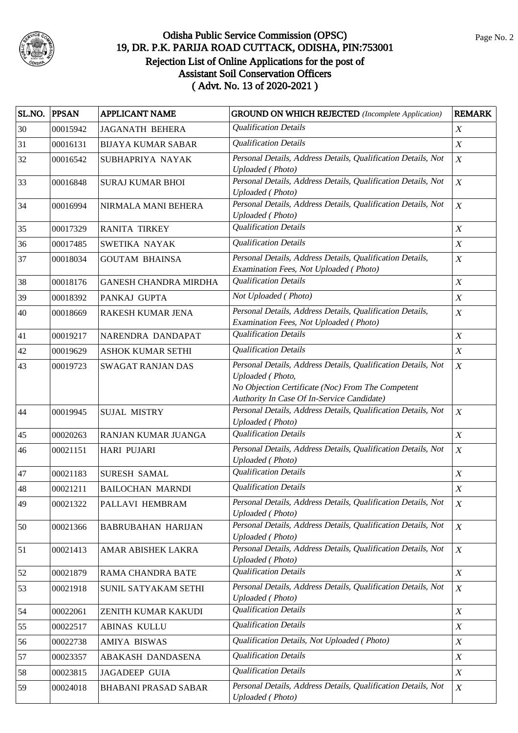# Odisha Public Service Commission (OPSC)
## 19, DR. P.K. PARIJA ROAD CUTTACK, ODISHA, PIN:753001
## Rejection List of Online Applications for the post of Assistant Soil Conservation Officers
## ( Advt. No. 13 of 2020-2021 )

| SL.NO. | PPSAN | APPLICANT NAME | GROUND ON WHICH REJECTED *(Incomplete Application)* | REMARK |
|---|---|---|---|---|
| 30 | 00015942 | JAGANATH BEHERA | *Qualification Details* | *X* |
| 31 | 00016131 | BIJAYA KUMAR SABAR | *Qualification Details* | *X* |
| 32 | 00016542 | SUBHAPRIYA NAYAK | *Personal Details, Address Details, Qualification Details, Not Uploaded ( Photo)* | *X* |
| 33 | 00016848 | SURAJ KUMAR BHOI | *Personal Details, Address Details, Qualification Details, Not Uploaded ( Photo)* | *X* |
| 34 | 00016994 | NIRMALA MANI BEHERA | *Personal Details, Address Details, Qualification Details, Not Uploaded ( Photo)* | *X* |
| 35 | 00017329 | RANITA TIRKEY | *Qualification Details* | *X* |
| 36 | 00017485 | SWETIKA NAYAK | *Qualification Details* | *X* |
| 37 | 00018034 | GOUTAM BHAINSA | *Personal Details, Address Details, Qualification Details, Examination Fees, Not Uploaded ( Photo)* | *X* |
| 38 | 00018176 | GANESH CHANDRA MIRDHA | *Qualification Details* | *X* |
| 39 | 00018392 | PANKAJ GUPTA | *Not Uploaded ( Photo)* | *X* |
| 40 | 00018669 | RAKESH KUMAR JENA | *Personal Details, Address Details, Qualification Details, Examination Fees, Not Uploaded ( Photo)* | *X* |
| 41 | 00019217 | NARENDRA DANDAPAT | *Qualification Details* | *X* |
| 42 | 00019629 | ASHOK KUMAR SETHI | *Qualification Details* | *X* |
| 43 | 00019723 | SWAGAT RANJAN DAS | *Personal Details, Address Details, Qualification Details, Not Uploaded ( Photo, No Objection Certificate (Noc) From The Competent Authority In Case Of In-Service Candidate)* | *X* |
| 44 | 00019945 | SUJAL MISTRY | *Personal Details, Address Details, Qualification Details, Not Uploaded ( Photo)* | *X* |
| 45 | 00020263 | RANJAN KUMAR JUANGA | *Qualification Details* | *X* |
| 46 | 00021151 | HARI PUJARI | *Personal Details, Address Details, Qualification Details, Not Uploaded ( Photo)* | *X* |
| 47 | 00021183 | SURESH SAMAL | *Qualification Details* | *X* |
| 48 | 00021211 | BAILOCHAN MARNDI | *Qualification Details* | *X* |
| 49 | 00021322 | PALLAVI HEMBRAM | *Personal Details, Address Details, Qualification Details, Not Uploaded ( Photo)* | *X* |
| 50 | 00021366 | BABRUBAHAN HARIJAN | *Personal Details, Address Details, Qualification Details, Not Uploaded ( Photo)* | *X* |
| 51 | 00021413 | AMAR ABISHEK LAKRA | *Personal Details, Address Details, Qualification Details, Not Uploaded ( Photo)* | *X* |
| 52 | 00021879 | RAMA CHANDRA BATE | *Qualification Details* | *X* |
| 53 | 00021918 | SUNIL SATYAKAM SETHI | *Personal Details, Address Details, Qualification Details, Not Uploaded ( Photo)* | *X* |
| 54 | 00022061 | ZENITH KUMAR KAKUDI | *Qualification Details* | *X* |
| 55 | 00022517 | ABINAS KULLU | *Qualification Details* | *X* |
| 56 | 00022738 | AMIYA BISWAS | *Qualification Details, Not Uploaded ( Photo)* | *X* |
| 57 | 00023357 | ABAKASH DANDASENA | *Qualification Details* | *X* |
| 58 | 00023815 | JAGADEEP GUIA | *Qualification Details* | *X* |
| 59 | 00024018 | BHABANI PRASAD SABAR | *Personal Details, Address Details, Qualification Details, Not Uploaded ( Photo)* | *X* |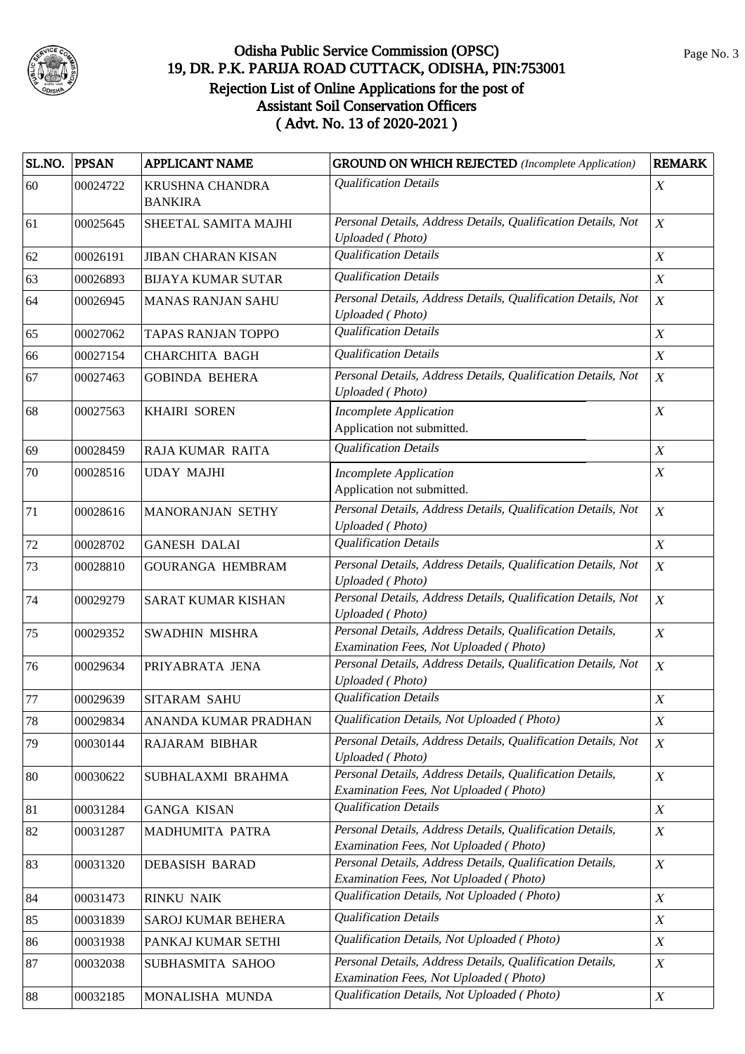# Odisha Public Service Commission (OPSC)
## 19, DR. P.K. PARIJA ROAD CUTTACK, ODISHA, PIN:753001
### Rejection List of Online Applications for the post of Assistant Soil Conservation Officers ( Advt. No. 13 of 2020-2021 )

| SL.NO. | PPSAN | APPLICANT NAME | GROUND ON WHICH REJECTED *(Incomplete Application)* | REMARK |
|---|---|---|---|---|
| 60 | 00024722 | KRUSHNA CHANDRA BANKIRA | *Qualification Details* | *X* |
| 61 | 00025645 | SHEETAL SAMITA MAJHI | *Personal Details, Address Details, Qualification Details, Not Uploaded ( Photo)* | *X* |
| 62 | 00026191 | JIBAN CHARAN KISAN | *Qualification Details* | *X* |
| 63 | 00026893 | BIJAYA KUMAR SUTAR | *Qualification Details* | *X* |
| 64 | 00026945 | MANAS RANJAN SAHU | *Personal Details, Address Details, Qualification Details, Not Uploaded ( Photo)* | *X* |
| 65 | 00027062 | TAPAS RANJAN TOPPO | *Qualification Details* | *X* |
| 66 | 00027154 | CHARCHITA BAGH | *Qualification Details* | *X* |
| 67 | 00027463 | GOBINDA BEHERA | *Personal Details, Address Details, Qualification Details, Not Uploaded ( Photo)* | *X* |
| 68 | 00027563 | KHAIRI SOREN | *Incomplete Application* Application not submitted. | *X* |
| 69 | 00028459 | RAJA KUMAR RAITA | *Qualification Details* | *X* |
| 70 | 00028516 | UDAY MAJHI | *Incomplete Application* Application not submitted. | *X* |
| 71 | 00028616 | MANORANJAN SETHY | *Personal Details, Address Details, Qualification Details, Not Uploaded ( Photo)* | *X* |
| 72 | 00028702 | GANESH DALAI | *Qualification Details* | *X* |
| 73 | 00028810 | GOURANGA HEMBRAM | *Personal Details, Address Details, Qualification Details, Not Uploaded ( Photo)* | *X* |
| 74 | 00029279 | SARAT KUMAR KISHAN | *Personal Details, Address Details, Qualification Details, Not Uploaded ( Photo)* | *X* |
| 75 | 00029352 | SWADHIN MISHRA | *Personal Details, Address Details, Qualification Details, Examination Fees, Not Uploaded ( Photo)* | *X* |
| 76 | 00029634 | PRIYABRATA JENA | *Personal Details, Address Details, Qualification Details, Not Uploaded ( Photo)* | *X* |
| 77 | 00029639 | SITARAM SAHU | *Qualification Details* | *X* |
| 78 | 00029834 | ANANDA KUMAR PRADHAN | *Qualification Details, Not Uploaded ( Photo)* | *X* |
| 79 | 00030144 | RAJARAM BIBHAR | *Personal Details, Address Details, Qualification Details, Not Uploaded ( Photo)* | *X* |
| 80 | 00030622 | SUBHALAXMI BRAHMA | *Personal Details, Address Details, Qualification Details, Examination Fees, Not Uploaded ( Photo)* | *X* |
| 81 | 00031284 | GANGA KISAN | *Qualification Details* | *X* |
| 82 | 00031287 | MADHUMITA PATRA | *Personal Details, Address Details, Qualification Details, Examination Fees, Not Uploaded ( Photo)* | *X* |
| 83 | 00031320 | DEBASISH BARAD | *Personal Details, Address Details, Qualification Details, Examination Fees, Not Uploaded ( Photo)* | *X* |
| 84 | 00031473 | RINKU NAIK | *Qualification Details, Not Uploaded ( Photo)* | *X* |
| 85 | 00031839 | SAROJ KUMAR BEHERA | *Qualification Details* | *X* |
| 86 | 00031938 | PANKAJ KUMAR SETHI | *Qualification Details, Not Uploaded ( Photo)* | *X* |
| 87 | 00032038 | SUBHASMITA SAHOO | *Personal Details, Address Details, Qualification Details, Examination Fees, Not Uploaded ( Photo)* | *X* |
| 88 | 00032185 | MONALISHA MUNDA | *Qualification Details, Not Uploaded ( Photo)* | *X* |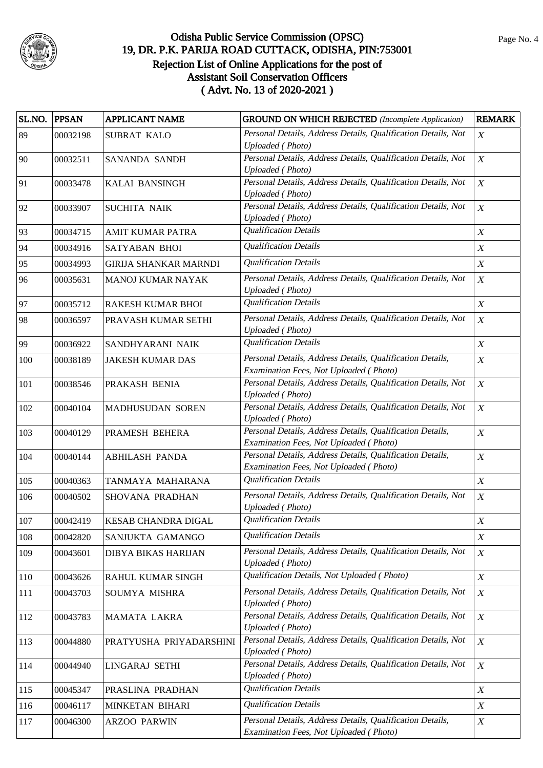# Odisha Public Service Commission (OPSC)
## 19, DR. P.K. PARIJA ROAD CUTTACK, ODISHA, PIN:753001
### Rejection List of Online Applications for the post of Assistant Soil Conservation Officers ( Advt. No. 13 of 2020-2021 )

| SL.NO. | PPSAN | APPLICANT NAME | GROUND ON WHICH REJECTED *(Incomplete Application)* | REMARK |
|---|---|---|---|---|
| 89 | 00032198 | SUBRAT KALO | *Personal Details, Address Details, Qualification Details, Not Uploaded ( Photo)* | *X* |
| 90 | 00032511 | SANANDA SANDH | *Personal Details, Address Details, Qualification Details, Not Uploaded ( Photo)* | *X* |
| 91 | 00033478 | KALAI BANSINGH | *Personal Details, Address Details, Qualification Details, Not Uploaded ( Photo)* | *X* |
| 92 | 00033907 | SUCHITA NAIK | *Personal Details, Address Details, Qualification Details, Not Uploaded ( Photo)* | *X* |
| 93 | 00034715 | AMIT KUMAR PATRA | *Qualification Details* | *X* |
| 94 | 00034916 | SATYABAN BHOI | *Qualification Details* | *X* |
| 95 | 00034993 | GIRIJA SHANKAR MARNDI | *Qualification Details* | *X* |
| 96 | 00035631 | MANOJ KUMAR NAYAK | *Personal Details, Address Details, Qualification Details, Not Uploaded ( Photo)* | *X* |
| 97 | 00035712 | RAKESH KUMAR BHOI | *Qualification Details* | *X* |
| 98 | 00036597 | PRAVASH KUMAR SETHI | *Personal Details, Address Details, Qualification Details, Not Uploaded ( Photo)* | *X* |
| 99 | 00036922 | SANDHYARANI NAIK | *Qualification Details* | *X* |
| 100 | 00038189 | JAKESH KUMAR DAS | *Personal Details, Address Details, Qualification Details, Examination Fees, Not Uploaded ( Photo)* | *X* |
| 101 | 00038546 | PRAKASH BENIA | *Personal Details, Address Details, Qualification Details, Not Uploaded ( Photo)* | *X* |
| 102 | 00040104 | MADHUSUDAN SOREN | *Personal Details, Address Details, Qualification Details, Not Uploaded ( Photo)* | *X* |
| 103 | 00040129 | PRAMESH BEHERA | *Personal Details, Address Details, Qualification Details, Examination Fees, Not Uploaded ( Photo)* | *X* |
| 104 | 00040144 | ABHILASH PANDA | *Personal Details, Address Details, Qualification Details, Examination Fees, Not Uploaded ( Photo)* | *X* |
| 105 | 00040363 | TANMAYA MAHARANA | *Qualification Details* | *X* |
| 106 | 00040502 | SHOVANA PRADHAN | *Personal Details, Address Details, Qualification Details, Not Uploaded ( Photo)* | *X* |
| 107 | 00042419 | KESAB CHANDRA DIGAL | *Qualification Details* | *X* |
| 108 | 00042820 | SANJUKTA GAMANGO | *Qualification Details* | *X* |
| 109 | 00043601 | DIBYA BIKAS HARIJAN | *Personal Details, Address Details, Qualification Details, Not Uploaded ( Photo)* | *X* |
| 110 | 00043626 | RAHUL KUMAR SINGH | *Qualification Details, Not Uploaded ( Photo)* | *X* |
| 111 | 00043703 | SOUMYA MISHRA | *Personal Details, Address Details, Qualification Details, Not Uploaded ( Photo)* | *X* |
| 112 | 00043783 | MAMATA LAKRA | *Personal Details, Address Details, Qualification Details, Not Uploaded ( Photo)* | *X* |
| 113 | 00044880 | PRATYUSHA PRIYADARSHINI | *Personal Details, Address Details, Qualification Details, Not Uploaded ( Photo)* | *X* |
| 114 | 00044940 | LINGARAJ SETHI | *Personal Details, Address Details, Qualification Details, Not Uploaded ( Photo)* | *X* |
| 115 | 00045347 | PRASLINA PRADHAN | *Qualification Details* | *X* |
| 116 | 00046117 | MINKETAN BIHARI | *Qualification Details* | *X* |
| 117 | 00046300 | ARZOO PARWIN | *Personal Details, Address Details, Qualification Details, Examination Fees, Not Uploaded ( Photo)* | *X* |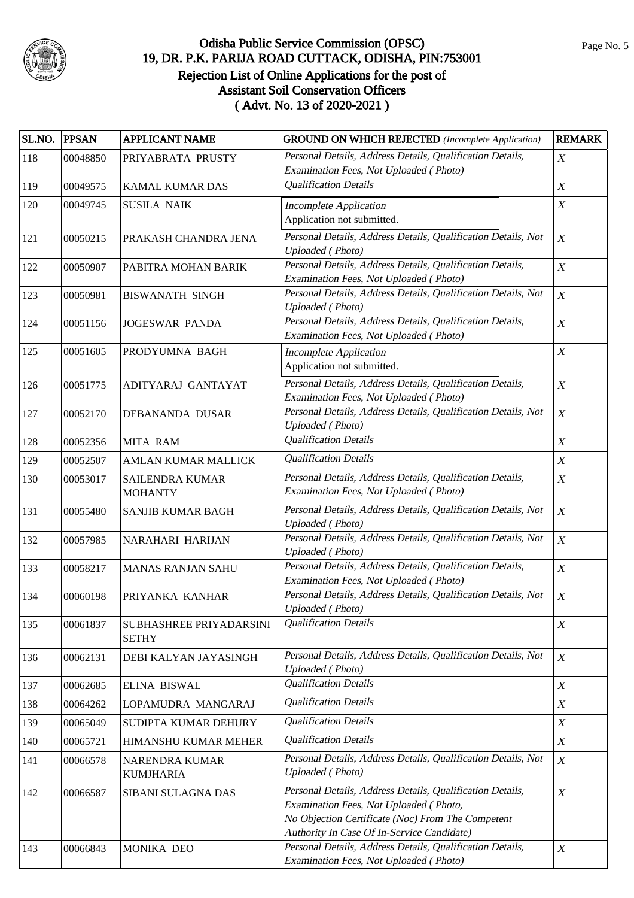# Odisha Public Service Commission (OPSC)
## 19, DR. P.K. PARIJA ROAD CUTTACK, ODISHA, PIN:753001
## Rejection List of Online Applications for the post of Assistant Soil Conservation Officers
## ( Advt. No. 13 of 2020-2021 )

| SL.NO. | PPSAN | APPLICANT NAME | GROUND ON WHICH REJECTED *(Incomplete Application)* | REMARK |
|---|---|---|---|---|
| 118 | 00048850 | PRIYABRATA PRUSTY | *Personal Details, Address Details, Qualification Details, Examination Fees, Not Uploaded ( Photo)* | *X* |
| 119 | 00049575 | KAMAL KUMAR DAS | *Qualification Details* | *X* |
| 120 | 00049745 | SUSILA NAIK | *Incomplete Application* Application not submitted. | *X* |
| 121 | 00050215 | PRAKASH CHANDRA JENA | *Personal Details, Address Details, Qualification Details, Not Uploaded ( Photo)* | *X* |
| 122 | 00050907 | PABITRA MOHAN BARIK | *Personal Details, Address Details, Qualification Details, Examination Fees, Not Uploaded ( Photo)* | *X* |
| 123 | 00050981 | BISWANATH SINGH | *Personal Details, Address Details, Qualification Details, Not Uploaded ( Photo)* | *X* |
| 124 | 00051156 | JOGESWAR PANDA | *Personal Details, Address Details, Qualification Details, Examination Fees, Not Uploaded ( Photo)* | *X* |
| 125 | 00051605 | PRODYUMNA BAGH | *Incomplete Application* Application not submitted. | *X* |
| 126 | 00051775 | ADITYARAJ GANTAYAT | *Personal Details, Address Details, Qualification Details, Examination Fees, Not Uploaded ( Photo)* | *X* |
| 127 | 00052170 | DEBANANDA DUSAR | *Personal Details, Address Details, Qualification Details, Not Uploaded ( Photo)* | *X* |
| 128 | 00052356 | MITA RAM | *Qualification Details* | *X* |
| 129 | 00052507 | AMLAN KUMAR MALLICK | *Qualification Details* | *X* |
| 130 | 00053017 | SAILENDRA KUMAR MOHANTY | *Personal Details, Address Details, Qualification Details, Examination Fees, Not Uploaded ( Photo)* | *X* |
| 131 | 00055480 | SANJIB KUMAR BAGH | *Personal Details, Address Details, Qualification Details, Not Uploaded ( Photo)* | *X* |
| 132 | 00057985 | NARAHARI HARIJAN | *Personal Details, Address Details, Qualification Details, Not Uploaded ( Photo)* | *X* |
| 133 | 00058217 | MANAS RANJAN SAHU | *Personal Details, Address Details, Qualification Details, Examination Fees, Not Uploaded ( Photo)* | *X* |
| 134 | 00060198 | PRIYANKA KANHAR | *Personal Details, Address Details, Qualification Details, Not Uploaded ( Photo)* | *X* |
| 135 | 00061837 | SUBHASHREE PRIYADARSINI SETHY | *Qualification Details* | *X* |
| 136 | 00062131 | DEBI KALYAN JAYASINGH | *Personal Details, Address Details, Qualification Details, Not Uploaded ( Photo)* | *X* |
| 137 | 00062685 | ELINA BISWAL | *Qualification Details* | *X* |
| 138 | 00064262 | LOPAMUDRA MANGARAJ | *Qualification Details* | *X* |
| 139 | 00065049 | SUDIPTA KUMAR DEHURY | *Qualification Details* | *X* |
| 140 | 00065721 | HIMANSHU KUMAR MEHER | *Qualification Details* | *X* |
| 141 | 00066578 | NARENDRA KUMAR KUMJHARIA | *Personal Details, Address Details, Qualification Details, Not Uploaded ( Photo)* | *X* |
| 142 | 00066587 | SIBANI SULAGNA DAS | *Personal Details, Address Details, Qualification Details, Examination Fees, Not Uploaded ( Photo, No Objection Certificate (Noc) From The Competent Authority In Case Of In-Service Candidate)* | *X* |
| 143 | 00066843 | MONIKA DEO | *Personal Details, Address Details, Qualification Details, Examination Fees, Not Uploaded ( Photo)* | *X* |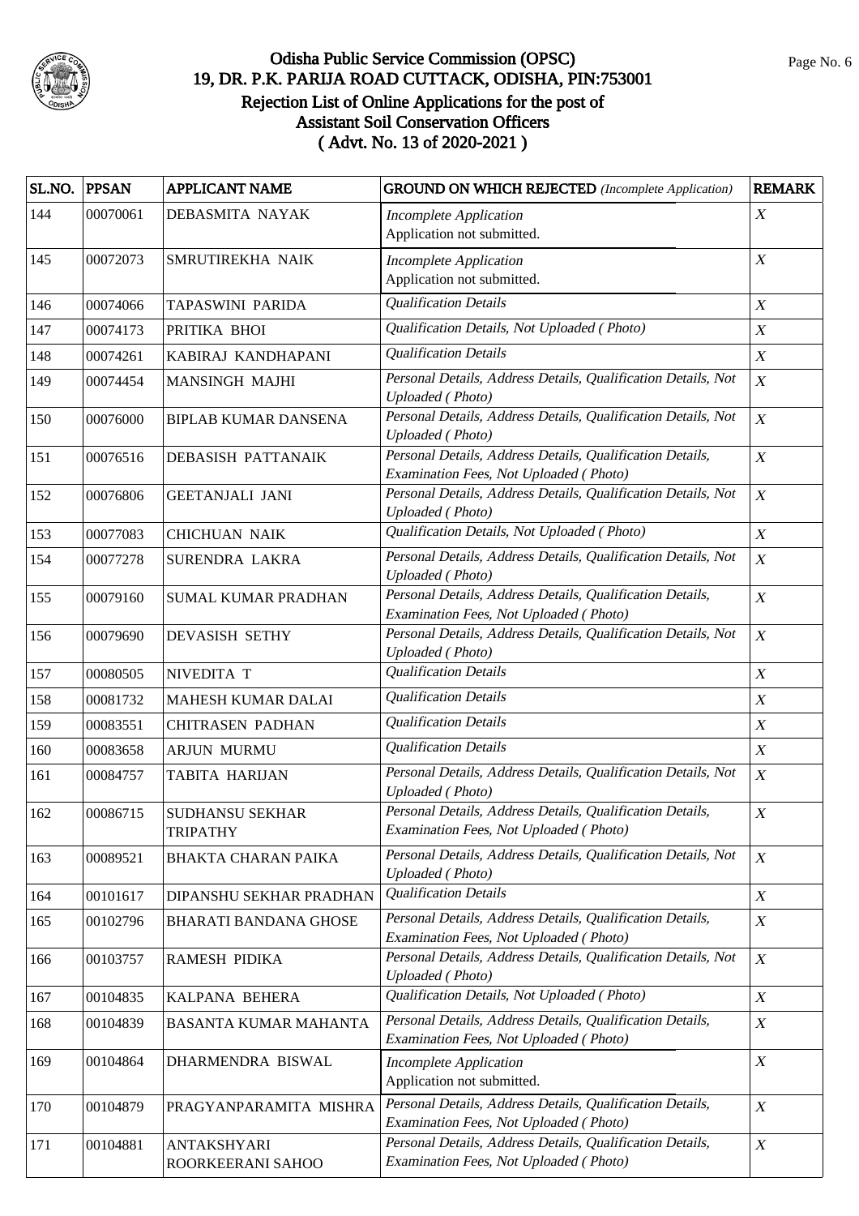# Odisha Public Service Commission (OPSC)
## 19, DR. P.K. PARIJA ROAD CUTTACK, ODISHA, PIN:753001
## Rejection List of Online Applications for the post of Assistant Soil Conservation Officers
## ( Advt. No. 13 of 2020-2021 )

| SL.NO. | PPSAN | APPLICANT NAME | GROUND ON WHICH REJECTED *(Incomplete Application)* | REMARK |
|---|---|---|---|---|
| 144 | 00070061 | DEBASMITA NAYAK | *Incomplete Application* Application not submitted. | *X* |
| 145 | 00072073 | SMRUTIREKHA NAIK | *Incomplete Application* Application not submitted. | *X* |
| 146 | 00074066 | TAPASWINI PARIDA | *Qualification Details* | *X* |
| 147 | 00074173 | PRITIKA BHOI | *Qualification Details, Not Uploaded ( Photo)* | *X* |
| 148 | 00074261 | KABIRAJ KANDHAPANI | *Qualification Details* | *X* |
| 149 | 00074454 | MANSINGH MAJHI | *Personal Details, Address Details, Qualification Details, Not Uploaded ( Photo)* | *X* |
| 150 | 00076000 | BIPLAB KUMAR DANSENA | *Personal Details, Address Details, Qualification Details, Not Uploaded ( Photo)* | *X* |
| 151 | 00076516 | DEBASISH PATTANAIK | *Personal Details, Address Details, Qualification Details, Examination Fees, Not Uploaded ( Photo)* | *X* |
| 152 | 00076806 | GEETANJALI JANI | *Personal Details, Address Details, Qualification Details, Not Uploaded ( Photo)* | *X* |
| 153 | 00077083 | CHICHUAN NAIK | *Qualification Details, Not Uploaded ( Photo)* | *X* |
| 154 | 00077278 | SURENDRA LAKRA | *Personal Details, Address Details, Qualification Details, Not Uploaded ( Photo)* | *X* |
| 155 | 00079160 | SUMAL KUMAR PRADHAN | *Personal Details, Address Details, Qualification Details, Examination Fees, Not Uploaded ( Photo)* | *X* |
| 156 | 00079690 | DEVASISH SETHY | *Personal Details, Address Details, Qualification Details, Not Uploaded ( Photo)* | *X* |
| 157 | 00080505 | NIVEDITA T | *Qualification Details* | *X* |
| 158 | 00081732 | MAHESH KUMAR DALAI | *Qualification Details* | *X* |
| 159 | 00083551 | CHITRASEN PADHAN | *Qualification Details* | *X* |
| 160 | 00083658 | ARJUN MURMU | *Qualification Details* | *X* |
| 161 | 00084757 | TABITA HARIJAN | *Personal Details, Address Details, Qualification Details, Not Uploaded ( Photo)* | *X* |
| 162 | 00086715 | SUDHANSU SEKHAR TRIPATHY | *Personal Details, Address Details, Qualification Details, Examination Fees, Not Uploaded ( Photo)* | *X* |
| 163 | 00089521 | BHAKTA CHARAN PAIKA | *Personal Details, Address Details, Qualification Details, Not Uploaded ( Photo)* | *X* |
| 164 | 00101617 | DIPANSHU SEKHAR PRADHAN | *Qualification Details* | *X* |
| 165 | 00102796 | BHARATI BANDANA GHOSE | *Personal Details, Address Details, Qualification Details, Examination Fees, Not Uploaded ( Photo)* | *X* |
| 166 | 00103757 | RAMESH PIDIKA | *Personal Details, Address Details, Qualification Details, Not Uploaded ( Photo)* | *X* |
| 167 | 00104835 | KALPANA BEHERA | *Qualification Details, Not Uploaded ( Photo)* | *X* |
| 168 | 00104839 | BASANTA KUMAR MAHANTA | *Personal Details, Address Details, Qualification Details, Examination Fees, Not Uploaded ( Photo)* | *X* |
| 169 | 00104864 | DHARMENDRA BISWAL | *Incomplete Application* Application not submitted. | *X* |
| 170 | 00104879 | PRAGYANPARAMITA MISHRA | *Personal Details, Address Details, Qualification Details, Examination Fees, Not Uploaded ( Photo)* | *X* |
| 171 | 00104881 | ANTAKSHYARI ROORKEERANI SAHOO | *Personal Details, Address Details, Qualification Details, Examination Fees, Not Uploaded ( Photo)* | *X* |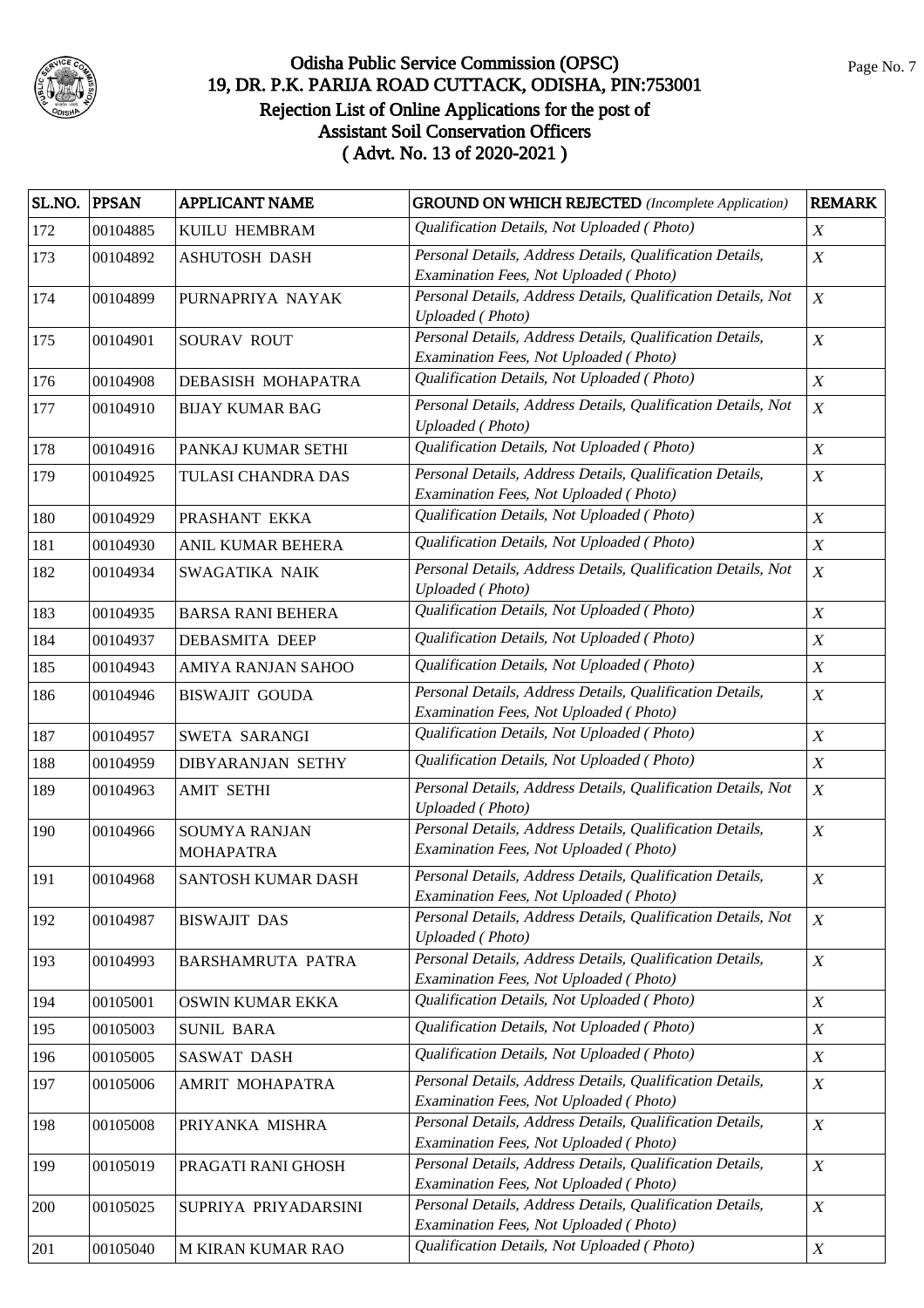# Odisha Public Service Commission (OPSC)
## 19, DR. P.K. PARIJA ROAD CUTTACK, ODISHA, PIN:753001
## Rejection List of Online Applications for the post of Assistant Soil Conservation Officers
## ( Advt. No. 13 of 2020-2021 )

| SL.NO. | PPSAN | APPLICANT NAME | GROUND ON WHICH REJECTED *(Incomplete Application)* | REMARK |
|---|---|---|---|---|
| 172 | 00104885 | KUILU HEMBRAM | *Qualification Details, Not Uploaded ( Photo)* | *X* |
| 173 | 00104892 | ASHUTOSH DASH | *Personal Details, Address Details, Qualification Details, Examination Fees, Not Uploaded ( Photo)* | *X* |
| 174 | 00104899 | PURNAPRIYA NAYAK | *Personal Details, Address Details, Qualification Details, Not Uploaded ( Photo)* | *X* |
| 175 | 00104901 | SOURAV ROUT | *Personal Details, Address Details, Qualification Details, Examination Fees, Not Uploaded ( Photo)* | *X* |
| 176 | 00104908 | DEBASISH MOHAPATRA | *Qualification Details, Not Uploaded ( Photo)* | *X* |
| 177 | 00104910 | BIJAY KUMAR BAG | *Personal Details, Address Details, Qualification Details, Not Uploaded ( Photo)* | *X* |
| 178 | 00104916 | PANKAJ KUMAR SETHI | *Qualification Details, Not Uploaded ( Photo)* | *X* |
| 179 | 00104925 | TULASI CHANDRA DAS | *Personal Details, Address Details, Qualification Details, Examination Fees, Not Uploaded ( Photo)* | *X* |
| 180 | 00104929 | PRASHANT EKKA | *Qualification Details, Not Uploaded ( Photo)* | *X* |
| 181 | 00104930 | ANIL KUMAR BEHERA | *Qualification Details, Not Uploaded ( Photo)* | *X* |
| 182 | 00104934 | SWAGATIKA NAIK | *Personal Details, Address Details, Qualification Details, Not Uploaded ( Photo)* | *X* |
| 183 | 00104935 | BARSA RANI BEHERA | *Qualification Details, Not Uploaded ( Photo)* | *X* |
| 184 | 00104937 | DEBASMITA DEEP | *Qualification Details, Not Uploaded ( Photo)* | *X* |
| 185 | 00104943 | AMIYA RANJAN SAHOO | *Qualification Details, Not Uploaded ( Photo)* | *X* |
| 186 | 00104946 | BISWAJIT GOUDA | *Personal Details, Address Details, Qualification Details, Examination Fees, Not Uploaded ( Photo)* | *X* |
| 187 | 00104957 | SWETA SARANGI | *Qualification Details, Not Uploaded ( Photo)* | *X* |
| 188 | 00104959 | DIBYARANJAN SETHY | *Qualification Details, Not Uploaded ( Photo)* | *X* |
| 189 | 00104963 | AMIT SETHI | *Personal Details, Address Details, Qualification Details, Not Uploaded ( Photo)* | *X* |
| 190 | 00104966 | SOUMYA RANJAN MOHAPATRA | *Personal Details, Address Details, Qualification Details, Examination Fees, Not Uploaded ( Photo)* | *X* |
| 191 | 00104968 | SANTOSH KUMAR DASH | *Personal Details, Address Details, Qualification Details, Examination Fees, Not Uploaded ( Photo)* | *X* |
| 192 | 00104987 | BISWAJIT DAS | *Personal Details, Address Details, Qualification Details, Not Uploaded ( Photo)* | *X* |
| 193 | 00104993 | BARSHAMRUTA PATRA | *Personal Details, Address Details, Qualification Details, Examination Fees, Not Uploaded ( Photo)* | *X* |
| 194 | 00105001 | OSWIN KUMAR EKKA | *Qualification Details, Not Uploaded ( Photo)* | *X* |
| 195 | 00105003 | SUNIL BARA | *Qualification Details, Not Uploaded ( Photo)* | *X* |
| 196 | 00105005 | SASWAT DASH | *Qualification Details, Not Uploaded ( Photo)* | *X* |
| 197 | 00105006 | AMRIT MOHAPATRA | *Personal Details, Address Details, Qualification Details, Examination Fees, Not Uploaded ( Photo)* | *X* |
| 198 | 00105008 | PRIYANKA MISHRA | *Personal Details, Address Details, Qualification Details, Examination Fees, Not Uploaded ( Photo)* | *X* |
| 199 | 00105019 | PRAGATI RANI GHOSH | *Personal Details, Address Details, Qualification Details, Examination Fees, Not Uploaded ( Photo)* | *X* |
| 200 | 00105025 | SUPRIYA PRIYADARSINI | *Personal Details, Address Details, Qualification Details, Examination Fees, Not Uploaded ( Photo)* | *X* |
| 201 | 00105040 | M KIRAN KUMAR RAO | *Qualification Details, Not Uploaded ( Photo)* | *X* |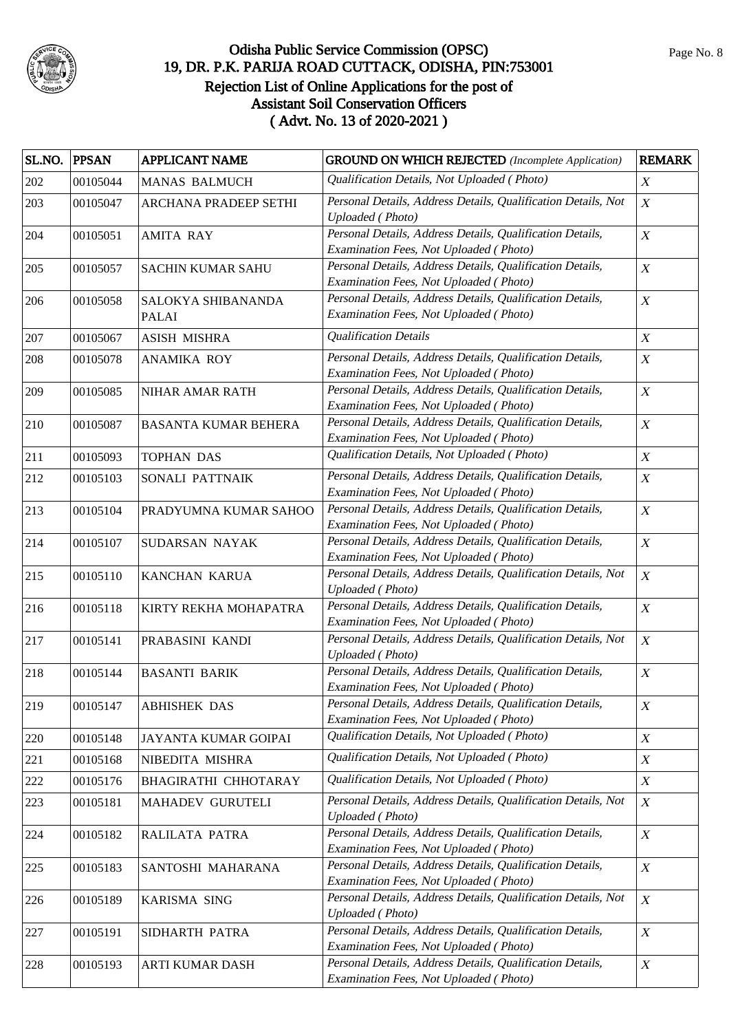# Odisha Public Service Commission (OPSC)
## 19, DR. P.K. PARIJA ROAD CUTTACK, ODISHA, PIN:753001
## Rejection List of Online Applications for the post of Assistant Soil Conservation Officers
## ( Advt. No. 13 of 2020-2021 )

| SL.NO. | PPSAN | APPLICANT NAME | GROUND ON WHICH REJECTED *(Incomplete Application)* | REMARK |
|---|---|---|---|---|
| 202 | 00105044 | MANAS BALMUCH | *Qualification Details, Not Uploaded ( Photo)* | *X* |
| 203 | 00105047 | ARCHANA PRADEEP SETHI | *Personal Details, Address Details, Qualification Details, Not Uploaded ( Photo)* | *X* |
| 204 | 00105051 | AMITA RAY | *Personal Details, Address Details, Qualification Details, Examination Fees, Not Uploaded ( Photo)* | *X* |
| 205 | 00105057 | SACHIN KUMAR SAHU | *Personal Details, Address Details, Qualification Details, Examination Fees, Not Uploaded ( Photo)* | *X* |
| 206 | 00105058 | SALOKYA SHIBANANDA PALAI | *Personal Details, Address Details, Qualification Details, Examination Fees, Not Uploaded ( Photo)* | *X* |
| 207 | 00105067 | ASISH MISHRA | *Qualification Details* | *X* |
| 208 | 00105078 | ANAMIKA ROY | *Personal Details, Address Details, Qualification Details, Examination Fees, Not Uploaded ( Photo)* | *X* |
| 209 | 00105085 | NIHAR AMAR RATH | *Personal Details, Address Details, Qualification Details, Examination Fees, Not Uploaded ( Photo)* | *X* |
| 210 | 00105087 | BASANTA KUMAR BEHERA | *Personal Details, Address Details, Qualification Details, Examination Fees, Not Uploaded ( Photo)* | *X* |
| 211 | 00105093 | TOPHAN DAS | *Qualification Details, Not Uploaded ( Photo)* | *X* |
| 212 | 00105103 | SONALI PATTNAIK | *Personal Details, Address Details, Qualification Details, Examination Fees, Not Uploaded ( Photo)* | *X* |
| 213 | 00105104 | PRADYUMNA KUMAR SAHOO | *Personal Details, Address Details, Qualification Details, Examination Fees, Not Uploaded ( Photo)* | *X* |
| 214 | 00105107 | SUDARSAN NAYAK | *Personal Details, Address Details, Qualification Details, Examination Fees, Not Uploaded ( Photo)* | *X* |
| 215 | 00105110 | KANCHAN KARUA | *Personal Details, Address Details, Qualification Details, Not Uploaded ( Photo)* | *X* |
| 216 | 00105118 | KIRTY REKHA MOHAPATRA | *Personal Details, Address Details, Qualification Details, Examination Fees, Not Uploaded ( Photo)* | *X* |
| 217 | 00105141 | PRABASINI KANDI | *Personal Details, Address Details, Qualification Details, Not Uploaded ( Photo)* | *X* |
| 218 | 00105144 | BASANTI BARIK | *Personal Details, Address Details, Qualification Details, Examination Fees, Not Uploaded ( Photo)* | *X* |
| 219 | 00105147 | ABHISHEK DAS | *Personal Details, Address Details, Qualification Details, Examination Fees, Not Uploaded ( Photo)* | *X* |
| 220 | 00105148 | JAYANTA KUMAR GOIPAI | *Qualification Details, Not Uploaded ( Photo)* | *X* |
| 221 | 00105168 | NIBEDITA MISHRA | *Qualification Details, Not Uploaded ( Photo)* | *X* |
| 222 | 00105176 | BHAGIRATHI CHHOTARAY | *Qualification Details, Not Uploaded ( Photo)* | *X* |
| 223 | 00105181 | MAHADEV GURUTELI | *Personal Details, Address Details, Qualification Details, Not Uploaded ( Photo)* | *X* |
| 224 | 00105182 | RALILATA PATRA | *Personal Details, Address Details, Qualification Details, Examination Fees, Not Uploaded ( Photo)* | *X* |
| 225 | 00105183 | SANTOSHI MAHARANA | *Personal Details, Address Details, Qualification Details, Examination Fees, Not Uploaded ( Photo)* | *X* |
| 226 | 00105189 | KARISMA SING | *Personal Details, Address Details, Qualification Details, Not Uploaded ( Photo)* | *X* |
| 227 | 00105191 | SIDHARTH PATRA | *Personal Details, Address Details, Qualification Details, Examination Fees, Not Uploaded ( Photo)* | *X* |
| 228 | 00105193 | ARTI KUMAR DASH | *Personal Details, Address Details, Qualification Details, Examination Fees, Not Uploaded ( Photo)* | *X* |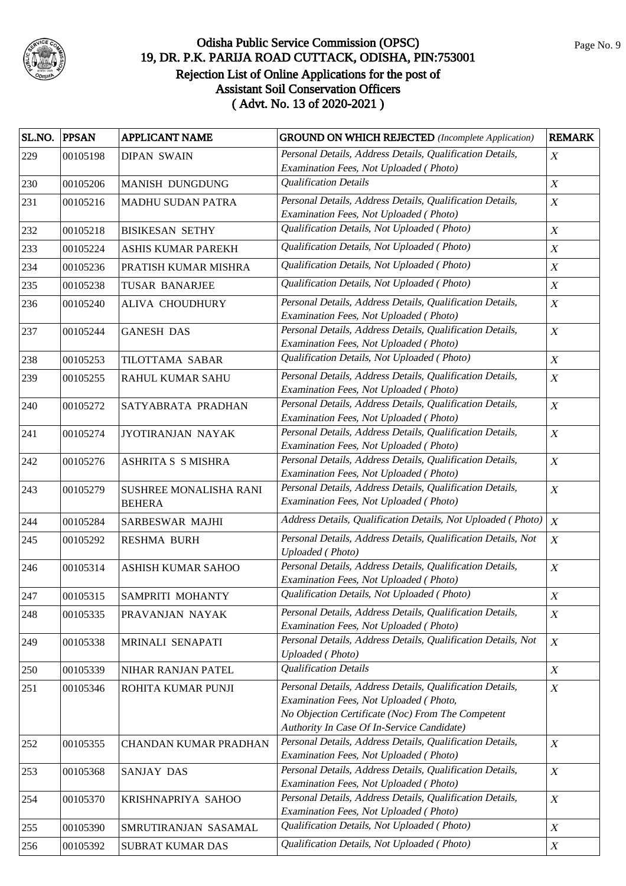# Odisha Public Service Commission (OPSC)
## 19, DR. P.K. PARIJA ROAD CUTTACK, ODISHA, PIN:753001
## Rejection List of Online Applications for the post of Assistant Soil Conservation Officers
## ( Advt. No. 13 of 2020-2021 )

| SL.NO. | PPSAN | APPLICANT NAME | GROUND ON WHICH REJECTED *(Incomplete Application)* | REMARK |
|---|---|---|---|---|
| 229 | 00105198 | DIPAN SWAIN | *Personal Details, Address Details, Qualification Details, Examination Fees, Not Uploaded ( Photo)* | *X* |
| 230 | 00105206 | MANISH DUNGDUNG | *Qualification Details* | *X* |
| 231 | 00105216 | MADHU SUDAN PATRA | *Personal Details, Address Details, Qualification Details, Examination Fees, Not Uploaded ( Photo)* | *X* |
| 232 | 00105218 | BISIKESAN SETHY | *Qualification Details, Not Uploaded ( Photo)* | *X* |
| 233 | 00105224 | ASHIS KUMAR PAREKH | *Qualification Details, Not Uploaded ( Photo)* | *X* |
| 234 | 00105236 | PRATISH KUMAR MISHRA | *Qualification Details, Not Uploaded ( Photo)* | *X* |
| 235 | 00105238 | TUSAR BANARJEE | *Qualification Details, Not Uploaded ( Photo)* | *X* |
| 236 | 00105240 | ALIVA CHOUDHURY | *Personal Details, Address Details, Qualification Details, Examination Fees, Not Uploaded ( Photo)* | *X* |
| 237 | 00105244 | GANESH DAS | *Personal Details, Address Details, Qualification Details, Examination Fees, Not Uploaded ( Photo)* | *X* |
| 238 | 00105253 | TILOTTAMA SABAR | *Qualification Details, Not Uploaded ( Photo)* | *X* |
| 239 | 00105255 | RAHUL KUMAR SAHU | *Personal Details, Address Details, Qualification Details, Examination Fees, Not Uploaded ( Photo)* | *X* |
| 240 | 00105272 | SATYABRATA PRADHAN | *Personal Details, Address Details, Qualification Details, Examination Fees, Not Uploaded ( Photo)* | *X* |
| 241 | 00105274 | JYOTIRANJAN NAYAK | *Personal Details, Address Details, Qualification Details, Examination Fees, Not Uploaded ( Photo)* | *X* |
| 242 | 00105276 | ASHRITA S S MISHRA | *Personal Details, Address Details, Qualification Details, Examination Fees, Not Uploaded ( Photo)* | *X* |
| 243 | 00105279 | SUSHREE MONALISHA RANI BEHERA | *Personal Details, Address Details, Qualification Details, Examination Fees, Not Uploaded ( Photo)* | *X* |
| 244 | 00105284 | SARBESWAR MAJHI | *Address Details, Qualification Details, Not Uploaded ( Photo)* | *X* |
| 245 | 00105292 | RESHMA BURH | *Personal Details, Address Details, Qualification Details, Not Uploaded ( Photo)* | *X* |
| 246 | 00105314 | ASHISH KUMAR SAHOO | *Personal Details, Address Details, Qualification Details, Examination Fees, Not Uploaded ( Photo)* | *X* |
| 247 | 00105315 | SAMPRITI MOHANTY | *Qualification Details, Not Uploaded ( Photo)* | *X* |
| 248 | 00105335 | PRAVANJAN NAYAK | *Personal Details, Address Details, Qualification Details, Examination Fees, Not Uploaded ( Photo)* | *X* |
| 249 | 00105338 | MRINALI SENAPATI | *Personal Details, Address Details, Qualification Details, Not Uploaded ( Photo)* | *X* |
| 250 | 00105339 | NIHAR RANJAN PATEL | *Qualification Details* | *X* |
| 251 | 00105346 | ROHITA KUMAR PUNJI | *Personal Details, Address Details, Qualification Details, Examination Fees, Not Uploaded ( Photo, No Objection Certificate (Noc) From The Competent Authority In Case Of In-Service Candidate)* | *X* |
| 252 | 00105355 | CHANDAN KUMAR PRADHAN | *Personal Details, Address Details, Qualification Details, Examination Fees, Not Uploaded ( Photo)* | *X* |
| 253 | 00105368 | SANJAY DAS | *Personal Details, Address Details, Qualification Details, Examination Fees, Not Uploaded ( Photo)* | *X* |
| 254 | 00105370 | KRISHNAPRIYA SAHOO | *Personal Details, Address Details, Qualification Details, Examination Fees, Not Uploaded ( Photo)* | *X* |
| 255 | 00105390 | SMRUTIRANJAN SASAMAL | *Qualification Details, Not Uploaded ( Photo)* | *X* |
| 256 | 00105392 | SUBRAT KUMAR DAS | *Qualification Details, Not Uploaded ( Photo)* | *X* |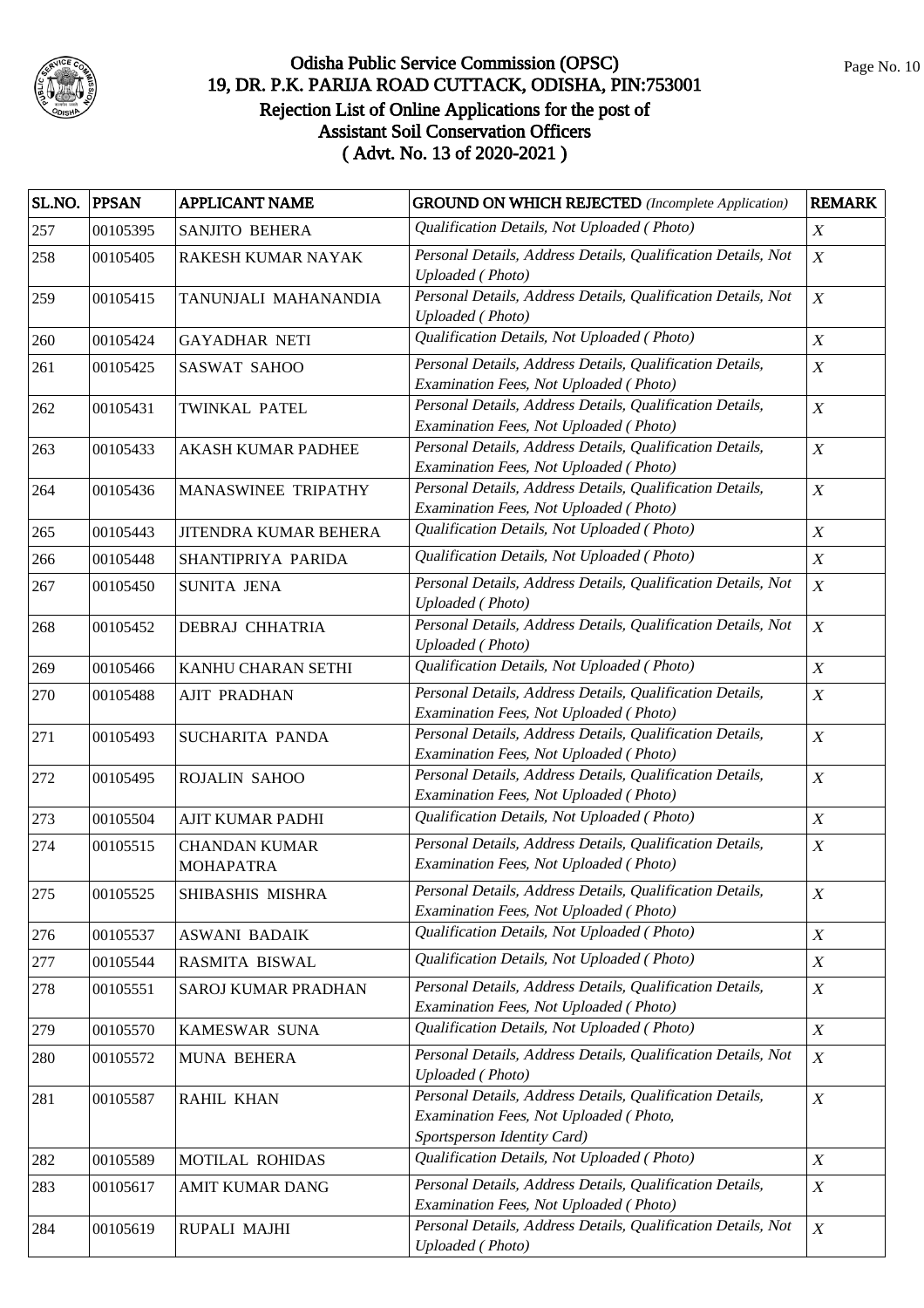# Odisha Public Service Commission (OPSC)

## 19, DR. P.K. PARIJA ROAD CUTTACK, ODISHA, PIN:753001

## Rejection List of Online Applications for the post of Assistant Soil Conservation Officers ( Advt. No. 13 of 2020-2021 )

| SL.NO. | PPSAN | APPLICANT NAME | GROUND ON WHICH REJECTED *(Incomplete Application)* | REMARK |
|---|---|---|---|---|
| 257 | 00105395 | SANJITO BEHERA | *Qualification Details, Not Uploaded ( Photo)* | *X* |
| 258 | 00105405 | RAKESH KUMAR NAYAK | *Personal Details, Address Details, Qualification Details, Not Uploaded ( Photo)* | *X* |
| 259 | 00105415 | TANUNJALI MAHANANDIA | *Personal Details, Address Details, Qualification Details, Not Uploaded ( Photo)* | *X* |
| 260 | 00105424 | GAYADHAR NETI | *Qualification Details, Not Uploaded ( Photo)* | *X* |
| 261 | 00105425 | SASWAT SAHOO | *Personal Details, Address Details, Qualification Details, Examination Fees, Not Uploaded ( Photo)* | *X* |
| 262 | 00105431 | TWINKAL PATEL | *Personal Details, Address Details, Qualification Details, Examination Fees, Not Uploaded ( Photo)* | *X* |
| 263 | 00105433 | AKASH KUMAR PADHEE | *Personal Details, Address Details, Qualification Details, Examination Fees, Not Uploaded ( Photo)* | *X* |
| 264 | 00105436 | MANASWINEE TRIPATHY | *Personal Details, Address Details, Qualification Details, Examination Fees, Not Uploaded ( Photo)* | *X* |
| 265 | 00105443 | JITENDRA KUMAR BEHERA | *Qualification Details, Not Uploaded ( Photo)* | *X* |
| 266 | 00105448 | SHANTIPRIYA PARIDA | *Qualification Details, Not Uploaded ( Photo)* | *X* |
| 267 | 00105450 | SUNITA JENA | *Personal Details, Address Details, Qualification Details, Not Uploaded ( Photo)* | *X* |
| 268 | 00105452 | DEBRAJ CHHATRIA | *Personal Details, Address Details, Qualification Details, Not Uploaded ( Photo)* | *X* |
| 269 | 00105466 | KANHU CHARAN SETHI | *Qualification Details, Not Uploaded ( Photo)* | *X* |
| 270 | 00105488 | AJIT PRADHAN | *Personal Details, Address Details, Qualification Details, Examination Fees, Not Uploaded ( Photo)* | *X* |
| 271 | 00105493 | SUCHARITA PANDA | *Personal Details, Address Details, Qualification Details, Examination Fees, Not Uploaded ( Photo)* | *X* |
| 272 | 00105495 | ROJALIN SAHOO | *Personal Details, Address Details, Qualification Details, Examination Fees, Not Uploaded ( Photo)* | *X* |
| 273 | 00105504 | AJIT KUMAR PADHI | *Qualification Details, Not Uploaded ( Photo)* | *X* |
| 274 | 00105515 | CHANDAN KUMAR MOHAPATRA | *Personal Details, Address Details, Qualification Details, Examination Fees, Not Uploaded ( Photo)* | *X* |
| 275 | 00105525 | SHIBASHIS MISHRA | *Personal Details, Address Details, Qualification Details, Examination Fees, Not Uploaded ( Photo)* | *X* |
| 276 | 00105537 | ASWANI BADAIK | *Qualification Details, Not Uploaded ( Photo)* | *X* |
| 277 | 00105544 | RASMITA BISWAL | *Qualification Details, Not Uploaded ( Photo)* | *X* |
| 278 | 00105551 | SAROJ KUMAR PRADHAN | *Personal Details, Address Details, Qualification Details, Examination Fees, Not Uploaded ( Photo)* | *X* |
| 279 | 00105570 | KAMESWAR SUNA | *Qualification Details, Not Uploaded ( Photo)* | *X* |
| 280 | 00105572 | MUNA BEHERA | *Personal Details, Address Details, Qualification Details, Not Uploaded ( Photo)* | *X* |
| 281 | 00105587 | RAHIL KHAN | *Personal Details, Address Details, Qualification Details, Examination Fees, Not Uploaded ( Photo, Sportsperson Identity Card)* | *X* |
| 282 | 00105589 | MOTILAL ROHIDAS | *Qualification Details, Not Uploaded ( Photo)* | *X* |
| 283 | 00105617 | AMIT KUMAR DANG | *Personal Details, Address Details, Qualification Details, Examination Fees, Not Uploaded ( Photo)* | *X* |
| 284 | 00105619 | RUPALI MAJHI | *Personal Details, Address Details, Qualification Details, Not Uploaded ( Photo)* | *X* |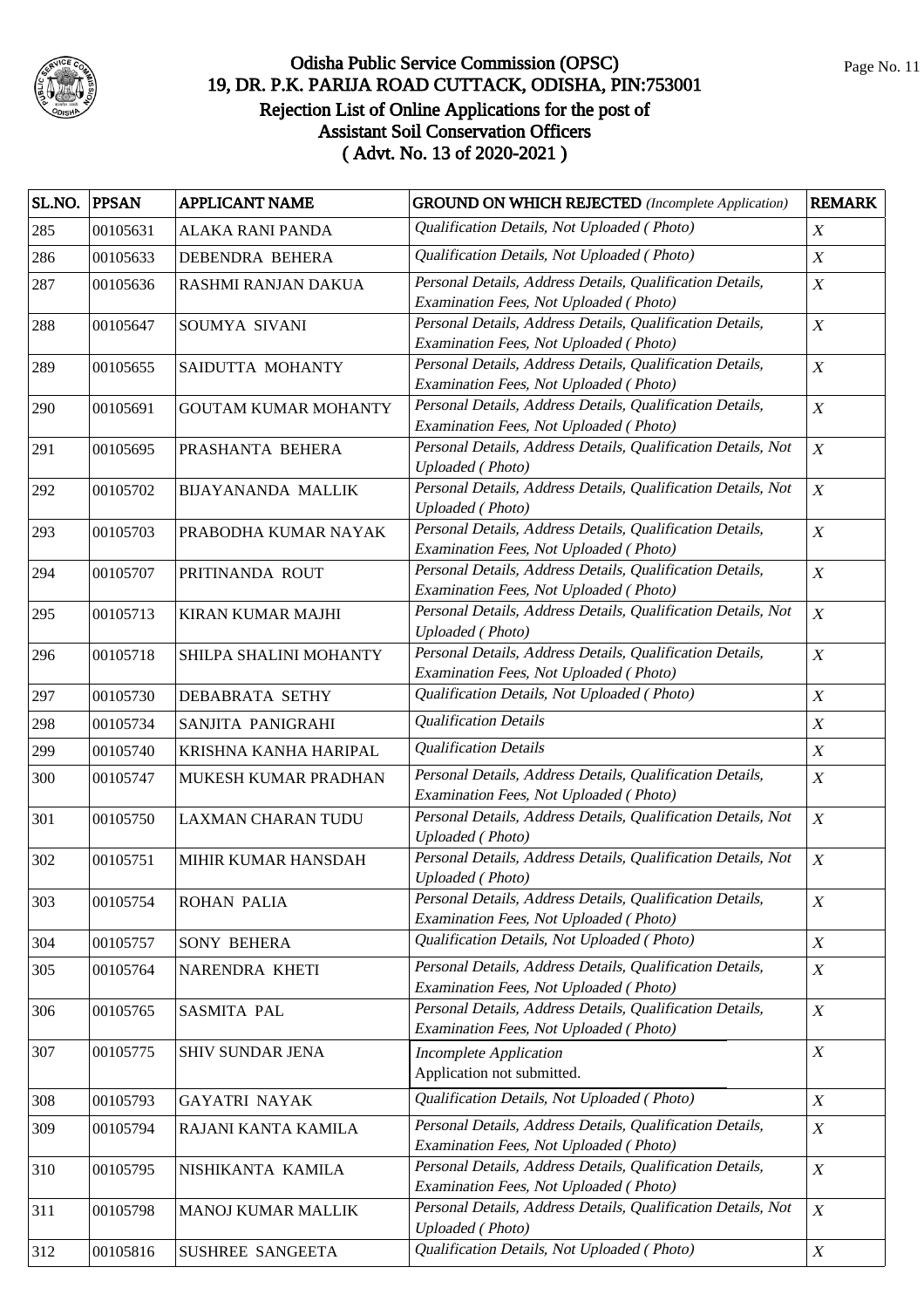# Odisha Public Service Commission (OPSC)
## 19, DR. P.K. PARIJA ROAD CUTTACK, ODISHA, PIN:753001
### Rejection List of Online Applications for the post of Assistant Soil Conservation Officers ( Advt. No. 13 of 2020-2021 )

| SL.NO. | PPSAN | APPLICANT NAME | GROUND ON WHICH REJECTED *(Incomplete Application)* | REMARK |
|---|---|---|---|---|
| 285 | 00105631 | ALAKA RANI PANDA | *Qualification Details, Not Uploaded ( Photo)* | *X* |
| 286 | 00105633 | DEBENDRA BEHERA | *Qualification Details, Not Uploaded ( Photo)* | *X* |
| 287 | 00105636 | RASHMI RANJAN DAKUA | *Personal Details, Address Details, Qualification Details, Examination Fees, Not Uploaded ( Photo)* | *X* |
| 288 | 00105647 | SOUMYA SIVANI | *Personal Details, Address Details, Qualification Details, Examination Fees, Not Uploaded ( Photo)* | *X* |
| 289 | 00105655 | SAIDUTTA MOHANTY | *Personal Details, Address Details, Qualification Details, Examination Fees, Not Uploaded ( Photo)* | *X* |
| 290 | 00105691 | GOUTAM KUMAR MOHANTY | *Personal Details, Address Details, Qualification Details, Examination Fees, Not Uploaded ( Photo)* | *X* |
| 291 | 00105695 | PRASHANTA BEHERA | *Personal Details, Address Details, Qualification Details, Not Uploaded ( Photo)* | *X* |
| 292 | 00105702 | BIJAYANANDA MALLIK | *Personal Details, Address Details, Qualification Details, Not Uploaded ( Photo)* | *X* |
| 293 | 00105703 | PRABODHA KUMAR NAYAK | *Personal Details, Address Details, Qualification Details, Examination Fees, Not Uploaded ( Photo)* | *X* |
| 294 | 00105707 | PRITINANDA ROUT | *Personal Details, Address Details, Qualification Details, Examination Fees, Not Uploaded ( Photo)* | *X* |
| 295 | 00105713 | KIRAN KUMAR MAJHI | *Personal Details, Address Details, Qualification Details, Not Uploaded ( Photo)* | *X* |
| 296 | 00105718 | SHILPA SHALINI MOHANTY | *Personal Details, Address Details, Qualification Details, Examination Fees, Not Uploaded ( Photo)* | *X* |
| 297 | 00105730 | DEBABRATA SETHY | *Qualification Details, Not Uploaded ( Photo)* | *X* |
| 298 | 00105734 | SANJITA PANIGRAHI | *Qualification Details* | *X* |
| 299 | 00105740 | KRISHNA KANHA HARIPAL | *Qualification Details* | *X* |
| 300 | 00105747 | MUKESH KUMAR PRADHAN | *Personal Details, Address Details, Qualification Details, Examination Fees, Not Uploaded ( Photo)* | *X* |
| 301 | 00105750 | LAXMAN CHARAN TUDU | *Personal Details, Address Details, Qualification Details, Not Uploaded ( Photo)* | *X* |
| 302 | 00105751 | MIHIR KUMAR HANSDAH | *Personal Details, Address Details, Qualification Details, Not Uploaded ( Photo)* | *X* |
| 303 | 00105754 | ROHAN PALIA | *Personal Details, Address Details, Qualification Details, Examination Fees, Not Uploaded ( Photo)* | *X* |
| 304 | 00105757 | SONY BEHERA | *Qualification Details, Not Uploaded ( Photo)* | *X* |
| 305 | 00105764 | NARENDRA KHETI | *Personal Details, Address Details, Qualification Details, Examination Fees, Not Uploaded ( Photo)* | *X* |
| 306 | 00105765 | SASMITA PAL | *Personal Details, Address Details, Qualification Details, Examination Fees, Not Uploaded ( Photo)* | *X* |
| 307 | 00105775 | SHIV SUNDAR JENA | *Incomplete Application* Application not submitted. | *X* |
| 308 | 00105793 | GAYATRI NAYAK | *Qualification Details, Not Uploaded ( Photo)* | *X* |
| 309 | 00105794 | RAJANI KANTA KAMILA | *Personal Details, Address Details, Qualification Details, Examination Fees, Not Uploaded ( Photo)* | *X* |
| 310 | 00105795 | NISHIKANTA KAMILA | *Personal Details, Address Details, Qualification Details, Examination Fees, Not Uploaded ( Photo)* | *X* |
| 311 | 00105798 | MANOJ KUMAR MALLIK | *Personal Details, Address Details, Qualification Details, Not Uploaded ( Photo)* | *X* |
| 312 | 00105816 | SUSHREE SANGEETA | *Qualification Details, Not Uploaded ( Photo)* | *X* |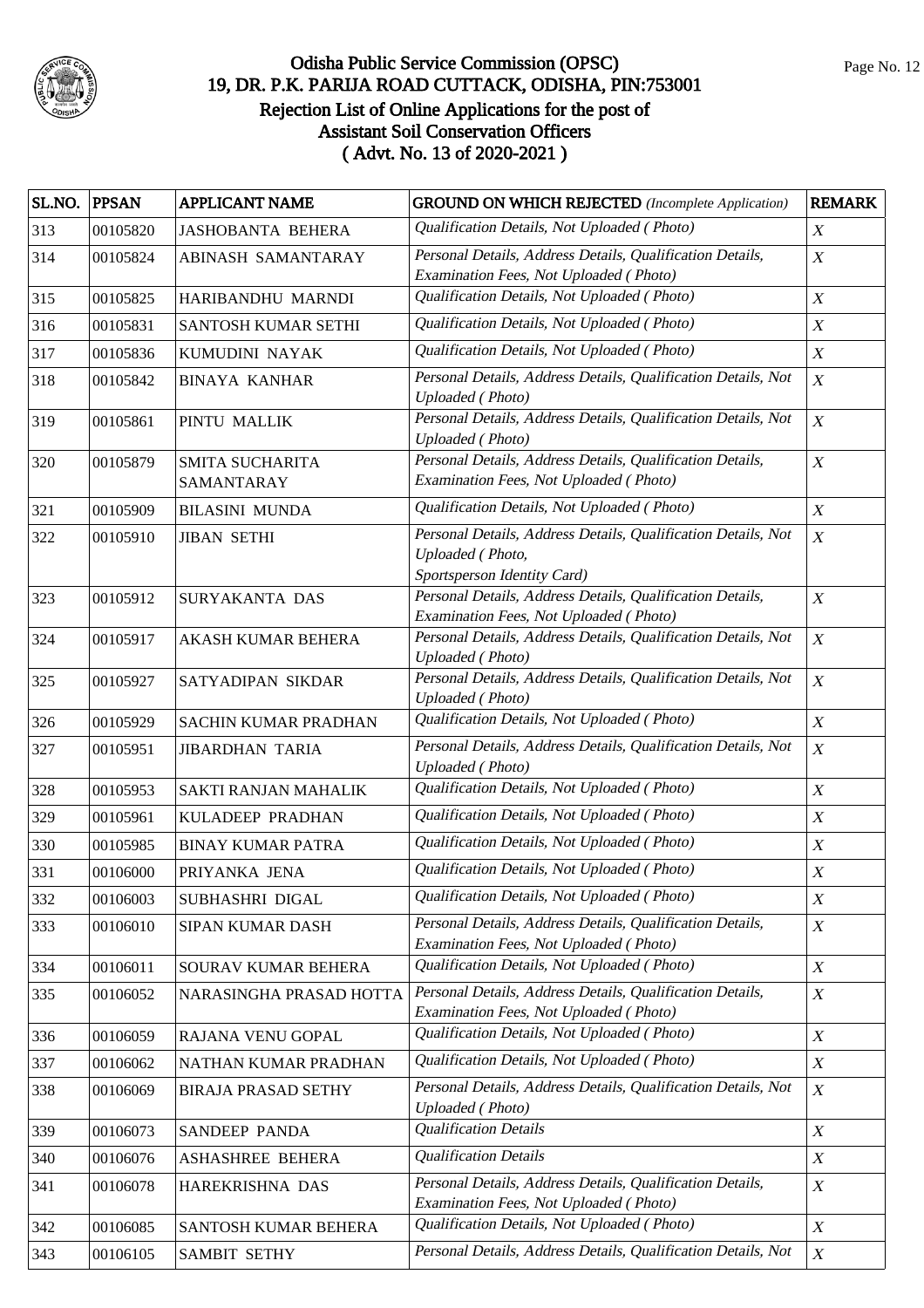# Odisha Public Service Commission (OPSC)
## 19, DR. P.K. PARIJA ROAD CUTTACK, ODISHA, PIN:753001
## Rejection List of Online Applications for the post of Assistant Soil Conservation Officers ( Advt. No. 13 of 2020-2021 )

| SL.NO. | PPSAN | APPLICANT NAME | GROUND ON WHICH REJECTED *(Incomplete Application)* | REMARK |
|---|---|---|---|---|
| 313 | 00105820 | JASHOBANTA BEHERA | *Qualification Details, Not Uploaded ( Photo)* | *X* |
| 314 | 00105824 | ABINASH SAMANTARAY | *Personal Details, Address Details, Qualification Details, Examination Fees, Not Uploaded ( Photo)* | *X* |
| 315 | 00105825 | HARIBANDHU MARNDI | *Qualification Details, Not Uploaded ( Photo)* | *X* |
| 316 | 00105831 | SANTOSH KUMAR SETHI | *Qualification Details, Not Uploaded ( Photo)* | *X* |
| 317 | 00105836 | KUMUDINI NAYAK | *Qualification Details, Not Uploaded ( Photo)* | *X* |
| 318 | 00105842 | BINAYA KANHAR | *Personal Details, Address Details, Qualification Details, Not Uploaded ( Photo)* | *X* |
| 319 | 00105861 | PINTU MALLIK | *Personal Details, Address Details, Qualification Details, Not Uploaded ( Photo)* | *X* |
| 320 | 00105879 | SMITA SUCHARITA SAMANTARAY | *Personal Details, Address Details, Qualification Details, Examination Fees, Not Uploaded ( Photo)* | *X* |
| 321 | 00105909 | BILASINI MUNDA | *Qualification Details, Not Uploaded ( Photo)* | *X* |
| 322 | 00105910 | JIBAN SETHI | *Personal Details, Address Details, Qualification Details, Not Uploaded ( Photo, Sportsperson Identity Card)* | *X* |
| 323 | 00105912 | SURYAKANTA DAS | *Personal Details, Address Details, Qualification Details, Examination Fees, Not Uploaded ( Photo)* | *X* |
| 324 | 00105917 | AKASH KUMAR BEHERA | *Personal Details, Address Details, Qualification Details, Not Uploaded ( Photo)* | *X* |
| 325 | 00105927 | SATYADIPAN SIKDAR | *Personal Details, Address Details, Qualification Details, Not Uploaded ( Photo)* | *X* |
| 326 | 00105929 | SACHIN KUMAR PRADHAN | *Qualification Details, Not Uploaded ( Photo)* | *X* |
| 327 | 00105951 | JIBARDHAN TARIA | *Personal Details, Address Details, Qualification Details, Not Uploaded ( Photo)* | *X* |
| 328 | 00105953 | SAKTI RANJAN MAHALIK | *Qualification Details, Not Uploaded ( Photo)* | *X* |
| 329 | 00105961 | KULADEEP PRADHAN | *Qualification Details, Not Uploaded ( Photo)* | *X* |
| 330 | 00105985 | BINAY KUMAR PATRA | *Qualification Details, Not Uploaded ( Photo)* | *X* |
| 331 | 00106000 | PRIYANKA JENA | *Qualification Details, Not Uploaded ( Photo)* | *X* |
| 332 | 00106003 | SUBHASHRI DIGAL | *Qualification Details, Not Uploaded ( Photo)* | *X* |
| 333 | 00106010 | SIPAN KUMAR DASH | *Personal Details, Address Details, Qualification Details, Examination Fees, Not Uploaded ( Photo)* | *X* |
| 334 | 00106011 | SOURAV KUMAR BEHERA | *Qualification Details, Not Uploaded ( Photo)* | *X* |
| 335 | 00106052 | NARASINGHA PRASAD HOTTA | *Personal Details, Address Details, Qualification Details, Examination Fees, Not Uploaded ( Photo)* | *X* |
| 336 | 00106059 | RAJANA VENU GOPAL | *Qualification Details, Not Uploaded ( Photo)* | *X* |
| 337 | 00106062 | NATHAN KUMAR PRADHAN | *Qualification Details, Not Uploaded ( Photo)* | *X* |
| 338 | 00106069 | BIRAJA PRASAD SETHY | *Personal Details, Address Details, Qualification Details, Not Uploaded ( Photo)* | *X* |
| 339 | 00106073 | SANDEEP PANDA | *Qualification Details* | *X* |
| 340 | 00106076 | ASHASHREE BEHERA | *Qualification Details* | *X* |
| 341 | 00106078 | HAREKRISHNA DAS | *Personal Details, Address Details, Qualification Details, Examination Fees, Not Uploaded ( Photo)* | *X* |
| 342 | 00106085 | SANTOSH KUMAR BEHERA | *Qualification Details, Not Uploaded ( Photo)* | *X* |
| 343 | 00106105 | SAMBIT SETHY | *Personal Details, Address Details, Qualification Details, Not* | *X* |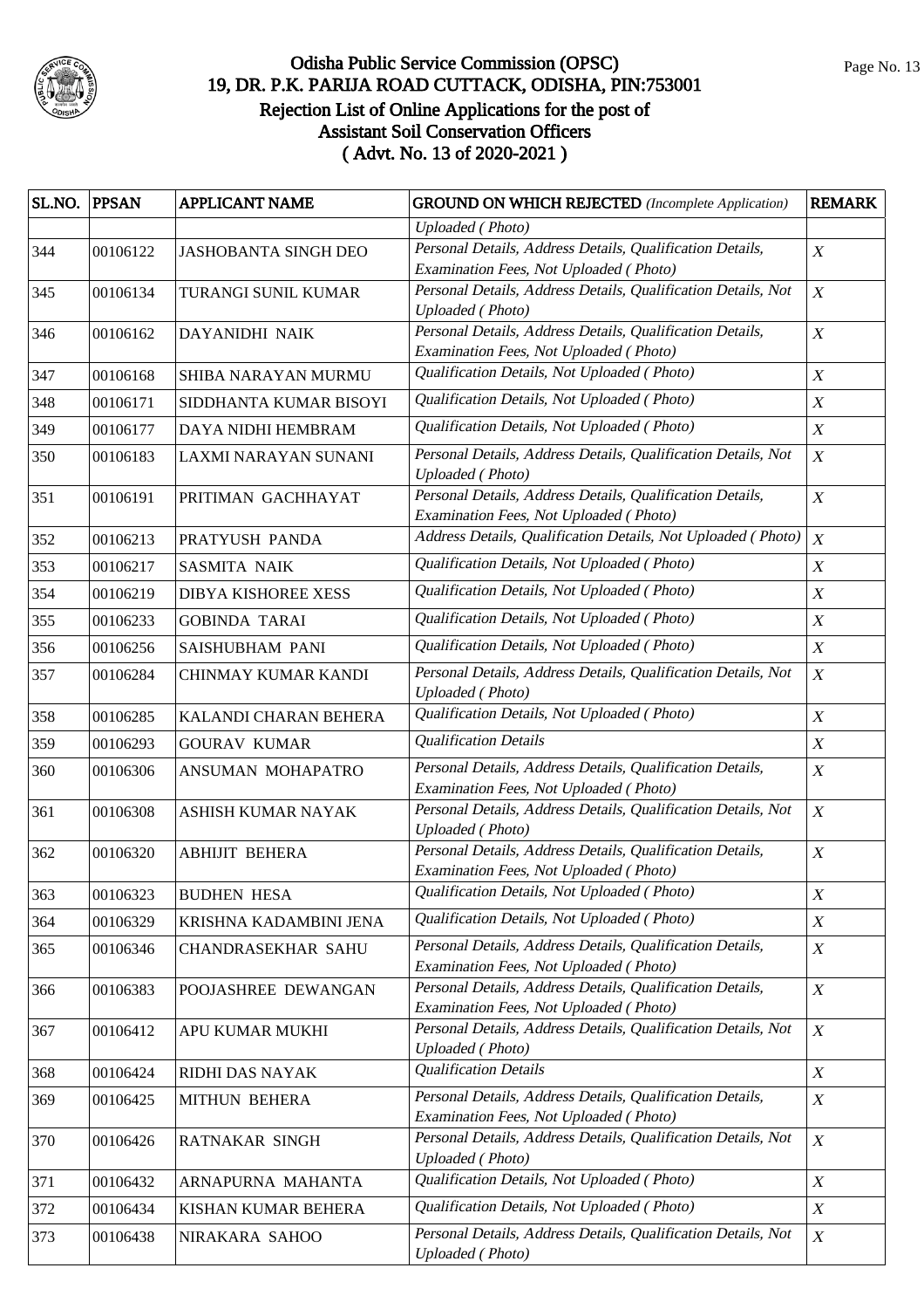# Odisha Public Service Commission (OPSC)
## 19, DR. P.K. PARIJA ROAD CUTTACK, ODISHA, PIN:753001
## Rejection List of Online Applications for the post of Assistant Soil Conservation Officers ( Advt. No. 13 of 2020-2021 )

| SL.NO. | PPSAN | APPLICANT NAME | GROUND ON WHICH REJECTED *(Incomplete Application)* | REMARK |
|---|---|---|---|---|
| | | | *Uploaded ( Photo)* | |
| 344 | 00106122 | JASHOBANTA SINGH DEO | *Personal Details, Address Details, Qualification Details, Examination Fees, Not Uploaded ( Photo)* | *X* |
| 345 | 00106134 | TURANGI SUNIL KUMAR | *Personal Details, Address Details, Qualification Details, Not Uploaded ( Photo)* | *X* |
| 346 | 00106162 | DAYANIDHI NAIK | *Personal Details, Address Details, Qualification Details, Examination Fees, Not Uploaded ( Photo)* | *X* |
| 347 | 00106168 | SHIBA NARAYAN MURMU | *Qualification Details, Not Uploaded ( Photo)* | *X* |
| 348 | 00106171 | SIDDHANTA KUMAR BISOYI | *Qualification Details, Not Uploaded ( Photo)* | *X* |
| 349 | 00106177 | DAYA NIDHI HEMBRAM | *Qualification Details, Not Uploaded ( Photo)* | *X* |
| 350 | 00106183 | LAXMI NARAYAN SUNANI | *Personal Details, Address Details, Qualification Details, Not Uploaded ( Photo)* | *X* |
| 351 | 00106191 | PRITIMAN GACHHAYAT | *Personal Details, Address Details, Qualification Details, Examination Fees, Not Uploaded ( Photo)* | *X* |
| 352 | 00106213 | PRATYUSH PANDA | *Address Details, Qualification Details, Not Uploaded ( Photo)* | *X* |
| 353 | 00106217 | SASMITA NAIK | *Qualification Details, Not Uploaded ( Photo)* | *X* |
| 354 | 00106219 | DIBYA KISHOREE XESS | *Qualification Details, Not Uploaded ( Photo)* | *X* |
| 355 | 00106233 | GOBINDA TARAI | *Qualification Details, Not Uploaded ( Photo)* | *X* |
| 356 | 00106256 | SAISHUBHAM PANI | *Qualification Details, Not Uploaded ( Photo)* | *X* |
| 357 | 00106284 | CHINMAY KUMAR KANDI | *Personal Details, Address Details, Qualification Details, Not Uploaded ( Photo)* | *X* |
| 358 | 00106285 | KALANDI CHARAN BEHERA | *Qualification Details, Not Uploaded ( Photo)* | *X* |
| 359 | 00106293 | GOURAV KUMAR | *Qualification Details* | *X* |
| 360 | 00106306 | ANSUMAN MOHAPATRO | *Personal Details, Address Details, Qualification Details, Examination Fees, Not Uploaded ( Photo)* | *X* |
| 361 | 00106308 | ASHISH KUMAR NAYAK | *Personal Details, Address Details, Qualification Details, Not Uploaded ( Photo)* | *X* |
| 362 | 00106320 | ABHIJIT BEHERA | *Personal Details, Address Details, Qualification Details, Examination Fees, Not Uploaded ( Photo)* | *X* |
| 363 | 00106323 | BUDHEN HESA | *Qualification Details, Not Uploaded ( Photo)* | *X* |
| 364 | 00106329 | KRISHNA KADAMBINI JENA | *Qualification Details, Not Uploaded ( Photo)* | *X* |
| 365 | 00106346 | CHANDRASEKHAR SAHU | *Personal Details, Address Details, Qualification Details, Examination Fees, Not Uploaded ( Photo)* | *X* |
| 366 | 00106383 | POOJASHREE DEWANGAN | *Personal Details, Address Details, Qualification Details, Examination Fees, Not Uploaded ( Photo)* | *X* |
| 367 | 00106412 | APU KUMAR MUKHI | *Personal Details, Address Details, Qualification Details, Not Uploaded ( Photo)* | *X* |
| 368 | 00106424 | RIDHI DAS NAYAK | *Qualification Details* | *X* |
| 369 | 00106425 | MITHUN BEHERA | *Personal Details, Address Details, Qualification Details, Examination Fees, Not Uploaded ( Photo)* | *X* |
| 370 | 00106426 | RATNAKAR SINGH | *Personal Details, Address Details, Qualification Details, Not Uploaded ( Photo)* | *X* |
| 371 | 00106432 | ARNAPURNA MAHANTA | *Qualification Details, Not Uploaded ( Photo)* | *X* |
| 372 | 00106434 | KISHAN KUMAR BEHERA | *Qualification Details, Not Uploaded ( Photo)* | *X* |
| 373 | 00106438 | NIRAKARA SAHOO | *Personal Details, Address Details, Qualification Details, Not Uploaded ( Photo)* | *X* |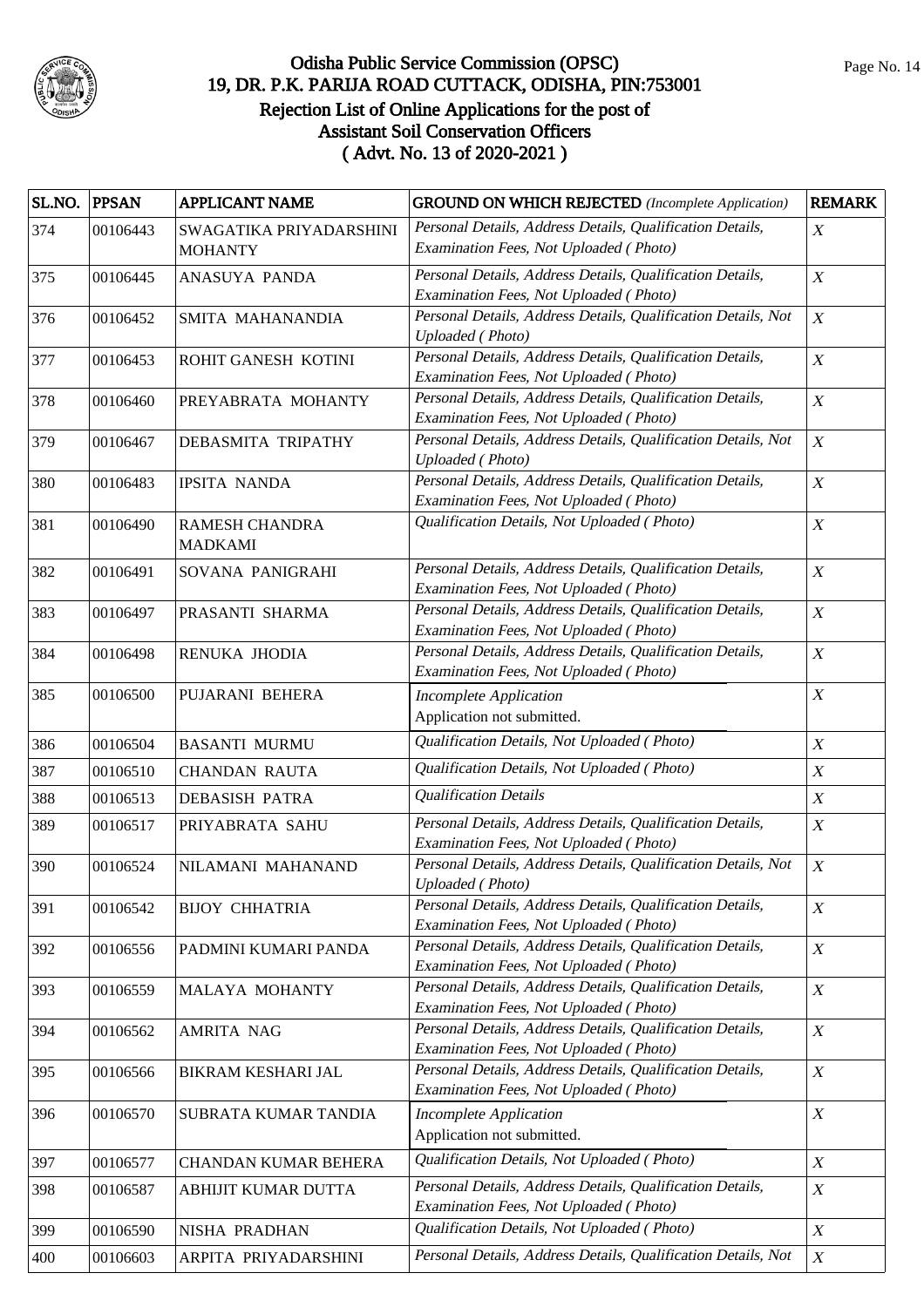# Odisha Public Service Commission (OPSC)
## 19, DR. P.K. PARIJA ROAD CUTTACK, ODISHA, PIN:753001
## Rejection List of Online Applications for the post of Assistant Soil Conservation Officers
## ( Advt. No. 13 of 2020-2021 )

| SL.NO. | PPSAN | APPLICANT NAME | GROUND ON WHICH REJECTED *(Incomplete Application)* | REMARK |
|---|---|---|---|---|
| 374 | 00106443 | SWAGATIKA PRIYADARSHINI MOHANTY | *Personal Details, Address Details, Qualification Details, Examination Fees, Not Uploaded ( Photo)* | *X* |
| 375 | 00106445 | ANASUYA PANDA | *Personal Details, Address Details, Qualification Details, Examination Fees, Not Uploaded ( Photo)* | *X* |
| 376 | 00106452 | SMITA MAHANANDIA | *Personal Details, Address Details, Qualification Details, Not Uploaded ( Photo)* | *X* |
| 377 | 00106453 | ROHIT GANESH KOTINI | *Personal Details, Address Details, Qualification Details, Examination Fees, Not Uploaded ( Photo)* | *X* |
| 378 | 00106460 | PREYABRATA MOHANTY | *Personal Details, Address Details, Qualification Details, Examination Fees, Not Uploaded ( Photo)* | *X* |
| 379 | 00106467 | DEBASMITA TRIPATHY | *Personal Details, Address Details, Qualification Details, Not Uploaded ( Photo)* | *X* |
| 380 | 00106483 | IPSITA NANDA | *Personal Details, Address Details, Qualification Details, Examination Fees, Not Uploaded ( Photo)* | *X* |
| 381 | 00106490 | RAMESH CHANDRA MADKAMI | *Qualification Details, Not Uploaded ( Photo)* | *X* |
| 382 | 00106491 | SOVANA PANIGRAHI | *Personal Details, Address Details, Qualification Details, Examination Fees, Not Uploaded ( Photo)* | *X* |
| 383 | 00106497 | PRASANTI SHARMA | *Personal Details, Address Details, Qualification Details, Examination Fees, Not Uploaded ( Photo)* | *X* |
| 384 | 00106498 | RENUKA JHODIA | *Personal Details, Address Details, Qualification Details, Examination Fees, Not Uploaded ( Photo)* | *X* |
| 385 | 00106500 | PUJARANI BEHERA | *Incomplete Application* Application not submitted. | *X* |
| 386 | 00106504 | BASANTI MURMU | *Qualification Details, Not Uploaded ( Photo)* | *X* |
| 387 | 00106510 | CHANDAN RAUTA | *Qualification Details, Not Uploaded ( Photo)* | *X* |
| 388 | 00106513 | DEBASISH PATRA | *Qualification Details* | *X* |
| 389 | 00106517 | PRIYABRATA SAHU | *Personal Details, Address Details, Qualification Details, Examination Fees, Not Uploaded ( Photo)* | *X* |
| 390 | 00106524 | NILAMANI MAHANAND | *Personal Details, Address Details, Qualification Details, Not Uploaded ( Photo)* | *X* |
| 391 | 00106542 | BIJOY CHHATRIA | *Personal Details, Address Details, Qualification Details, Examination Fees, Not Uploaded ( Photo)* | *X* |
| 392 | 00106556 | PADMINI KUMARI PANDA | *Personal Details, Address Details, Qualification Details, Examination Fees, Not Uploaded ( Photo)* | *X* |
| 393 | 00106559 | MALAYA MOHANTY | *Personal Details, Address Details, Qualification Details, Examination Fees, Not Uploaded ( Photo)* | *X* |
| 394 | 00106562 | AMRITA NAG | *Personal Details, Address Details, Qualification Details, Examination Fees, Not Uploaded ( Photo)* | *X* |
| 395 | 00106566 | BIKRAM KESHARI JAL | *Personal Details, Address Details, Qualification Details, Examination Fees, Not Uploaded ( Photo)* | *X* |
| 396 | 00106570 | SUBRATA KUMAR TANDIA | *Incomplete Application* Application not submitted. | *X* |
| 397 | 00106577 | CHANDAN KUMAR BEHERA | *Qualification Details, Not Uploaded ( Photo)* | *X* |
| 398 | 00106587 | ABHIJIT KUMAR DUTTA | *Personal Details, Address Details, Qualification Details, Examination Fees, Not Uploaded ( Photo)* | *X* |
| 399 | 00106590 | NISHA PRADHAN | *Qualification Details, Not Uploaded ( Photo)* | *X* |
| 400 | 00106603 | ARPITA PRIYADARSHINI | *Personal Details, Address Details, Qualification Details, Not* | *X* |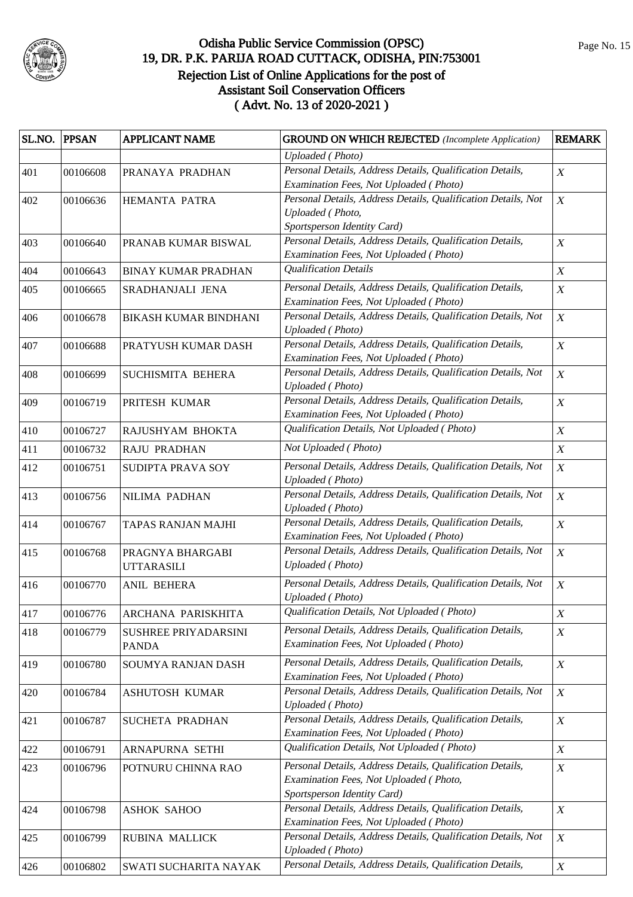# Odisha Public Service Commission (OPSC)
## 19, DR. P.K. PARIJA ROAD CUTTACK, ODISHA, PIN:753001
## Rejection List of Online Applications for the post of Assistant Soil Conservation Officers
## ( Advt. No. 13 of 2020-2021 )

| SL.NO. | PPSAN | APPLICANT NAME | GROUND ON WHICH REJECTED *(Incomplete Application)* | REMARK |
|---|---|---|---|---|
| | | | *Uploaded ( Photo)* | |
| 401 | 00106608 | PRANAYA PRADHAN | *Personal Details, Address Details, Qualification Details, Examination Fees, Not Uploaded ( Photo)* | *X* |
| 402 | 00106636 | HEMANTA PATRA | *Personal Details, Address Details, Qualification Details, Not Uploaded ( Photo, Sportsperson Identity Card)* | *X* |
| 403 | 00106640 | PRANAB KUMAR BISWAL | *Personal Details, Address Details, Qualification Details, Examination Fees, Not Uploaded ( Photo)* | *X* |
| 404 | 00106643 | BINAY KUMAR PRADHAN | *Qualification Details* | *X* |
| 405 | 00106665 | SRADHANJALI JENA | *Personal Details, Address Details, Qualification Details, Examination Fees, Not Uploaded ( Photo)* | *X* |
| 406 | 00106678 | BIKASH KUMAR BINDHANI | *Personal Details, Address Details, Qualification Details, Not Uploaded ( Photo)* | *X* |
| 407 | 00106688 | PRATYUSH KUMAR DASH | *Personal Details, Address Details, Qualification Details, Examination Fees, Not Uploaded ( Photo)* | *X* |
| 408 | 00106699 | SUCHISMITA BEHERA | *Personal Details, Address Details, Qualification Details, Not Uploaded ( Photo)* | *X* |
| 409 | 00106719 | PRITESH KUMAR | *Personal Details, Address Details, Qualification Details, Examination Fees, Not Uploaded ( Photo)* | *X* |
| 410 | 00106727 | RAJUSHYAM BHOKTA | *Qualification Details, Not Uploaded ( Photo)* | *X* |
| 411 | 00106732 | RAJU PRADHAN | *Not Uploaded ( Photo)* | *X* |
| 412 | 00106751 | SUDIPTA PRAVA SOY | *Personal Details, Address Details, Qualification Details, Not Uploaded ( Photo)* | *X* |
| 413 | 00106756 | NILIMA PADHAN | *Personal Details, Address Details, Qualification Details, Not Uploaded ( Photo)* | *X* |
| 414 | 00106767 | TAPAS RANJAN MAJHI | *Personal Details, Address Details, Qualification Details, Examination Fees, Not Uploaded ( Photo)* | *X* |
| 415 | 00106768 | PRAGNYA BHARGABI UTTARASILI | *Personal Details, Address Details, Qualification Details, Not Uploaded ( Photo)* | *X* |
| 416 | 00106770 | ANIL BEHERA | *Personal Details, Address Details, Qualification Details, Not Uploaded ( Photo)* | *X* |
| 417 | 00106776 | ARCHANA PARISKHITA | *Qualification Details, Not Uploaded ( Photo)* | *X* |
| 418 | 00106779 | SUSHREE PRIYADARSINI PANDA | *Personal Details, Address Details, Qualification Details, Examination Fees, Not Uploaded ( Photo)* | *X* |
| 419 | 00106780 | SOUMYA RANJAN DASH | *Personal Details, Address Details, Qualification Details, Examination Fees, Not Uploaded ( Photo)* | *X* |
| 420 | 00106784 | ASHUTOSH KUMAR | *Personal Details, Address Details, Qualification Details, Not Uploaded ( Photo)* | *X* |
| 421 | 00106787 | SUCHETA PRADHAN | *Personal Details, Address Details, Qualification Details, Examination Fees, Not Uploaded ( Photo)* | *X* |
| 422 | 00106791 | ARNAPURNA SETHI | *Qualification Details, Not Uploaded ( Photo)* | *X* |
| 423 | 00106796 | POTNURU CHINNA RAO | *Personal Details, Address Details, Qualification Details, Examination Fees, Not Uploaded ( Photo, Sportsperson Identity Card)* | *X* |
| 424 | 00106798 | ASHOK SAHOO | *Personal Details, Address Details, Qualification Details, Examination Fees, Not Uploaded ( Photo)* | *X* |
| 425 | 00106799 | RUBINA MALLICK | *Personal Details, Address Details, Qualification Details, Not Uploaded ( Photo)* | *X* |
| 426 | 00106802 | SWATI SUCHARITA NAYAK | *Personal Details, Address Details, Qualification Details,* | *X* |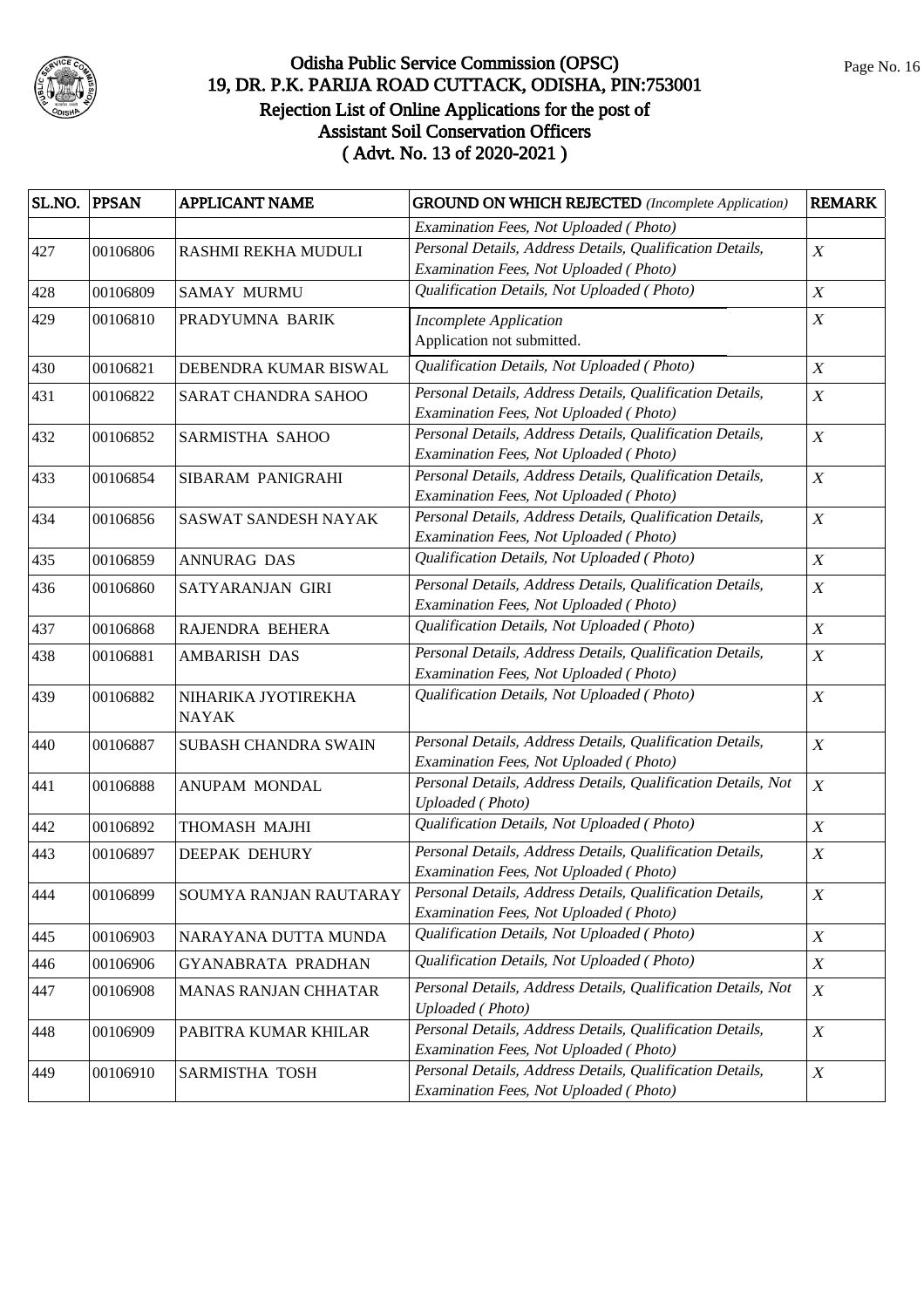# Odisha Public Service Commission (OPSC)
## 19, DR. P.K. PARIJA ROAD CUTTACK, ODISHA, PIN:753001
### Rejection List of Online Applications for the post of Assistant Soil Conservation Officers ( Advt. No. 13 of 2020-2021 )

| SL.NO. | PPSAN | APPLICANT NAME | GROUND ON WHICH REJECTED *(Incomplete Application)* | REMARK |
|---|---|---|---|---|
| | | | *Examination Fees, Not Uploaded ( Photo)* | |
| 427 | 00106806 | RASHMI REKHA MUDULI | *Personal Details, Address Details, Qualification Details, Examination Fees, Not Uploaded ( Photo)* | *X* |
| 428 | 00106809 | SAMAY MURMU | *Qualification Details, Not Uploaded ( Photo)* | *X* |
| 429 | 00106810 | PRADYUMNA BARIK | *Incomplete Application* Application not submitted. | *X* |
| 430 | 00106821 | DEBENDRA KUMAR BISWAL | *Qualification Details, Not Uploaded ( Photo)* | *X* |
| 431 | 00106822 | SARAT CHANDRA SAHOO | *Personal Details, Address Details, Qualification Details, Examination Fees, Not Uploaded ( Photo)* | *X* |
| 432 | 00106852 | SARMISTHA SAHOO | *Personal Details, Address Details, Qualification Details, Examination Fees, Not Uploaded ( Photo)* | *X* |
| 433 | 00106854 | SIBARAM PANIGRAHI | *Personal Details, Address Details, Qualification Details, Examination Fees, Not Uploaded ( Photo)* | *X* |
| 434 | 00106856 | SASWAT SANDESH NAYAK | *Personal Details, Address Details, Qualification Details, Examination Fees, Not Uploaded ( Photo)* | *X* |
| 435 | 00106859 | ANNURAG DAS | *Qualification Details, Not Uploaded ( Photo)* | *X* |
| 436 | 00106860 | SATYARANJAN GIRI | *Personal Details, Address Details, Qualification Details, Examination Fees, Not Uploaded ( Photo)* | *X* |
| 437 | 00106868 | RAJENDRA BEHERA | *Qualification Details, Not Uploaded ( Photo)* | *X* |
| 438 | 00106881 | AMBARISH DAS | *Personal Details, Address Details, Qualification Details, Examination Fees, Not Uploaded ( Photo)* | *X* |
| 439 | 00106882 | NIHARIKA JYOTIREKHA NAYAK | *Qualification Details, Not Uploaded ( Photo)* | *X* |
| 440 | 00106887 | SUBASH CHANDRA SWAIN | *Personal Details, Address Details, Qualification Details, Examination Fees, Not Uploaded ( Photo)* | *X* |
| 441 | 00106888 | ANUPAM MONDAL | *Personal Details, Address Details, Qualification Details, Not Uploaded ( Photo)* | *X* |
| 442 | 00106892 | THOMASH MAJHI | *Qualification Details, Not Uploaded ( Photo)* | *X* |
| 443 | 00106897 | DEEPAK DEHURY | *Personal Details, Address Details, Qualification Details, Examination Fees, Not Uploaded ( Photo)* | *X* |
| 444 | 00106899 | SOUMYA RANJAN RAUTARAY | *Personal Details, Address Details, Qualification Details, Examination Fees, Not Uploaded ( Photo)* | *X* |
| 445 | 00106903 | NARAYANA DUTTA MUNDA | *Qualification Details, Not Uploaded ( Photo)* | *X* |
| 446 | 00106906 | GYANABRATA PRADHAN | *Qualification Details, Not Uploaded ( Photo)* | *X* |
| 447 | 00106908 | MANAS RANJAN CHHATAR | *Personal Details, Address Details, Qualification Details, Not Uploaded ( Photo)* | *X* |
| 448 | 00106909 | PABITRA KUMAR KHILAR | *Personal Details, Address Details, Qualification Details, Examination Fees, Not Uploaded ( Photo)* | *X* |
| 449 | 00106910 | SARMISTHA TOSH | *Personal Details, Address Details, Qualification Details, Examination Fees, Not Uploaded ( Photo)* | *X* |